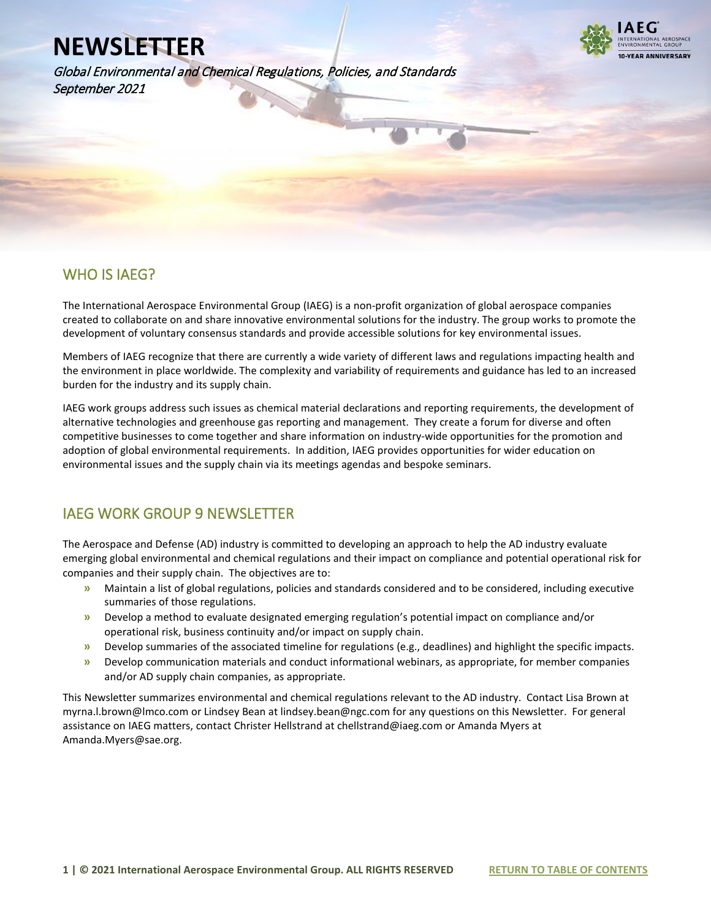# NEWSLETTER

*Global Environmental and Chemical Regulations, Policies, and Standards*
*September 2021*

## WHO IS IAEG?

The International Aerospace Environmental Group (IAEG) is a non-profit organization of global aerospace companies created to collaborate on and share innovative environmental solutions for the industry. The group works to promote the development of voluntary consensus standards and provide accessible solutions for key environmental issues.

Members of IAEG recognize that there are currently a wide variety of different laws and regulations impacting health and the environment in place worldwide. The complexity and variability of requirements and guidance has led to an increased burden for the industry and its supply chain.

IAEG work groups address such issues as chemical material declarations and reporting requirements, the development of alternative technologies and greenhouse gas reporting and management. They create a forum for diverse and often competitive businesses to come together and share information on industry-wide opportunities for the promotion and adoption of global environmental requirements. In addition, IAEG provides opportunities for wider education on environmental issues and the supply chain via its meetings agendas and bespoke seminars.

## IAEG WORK GROUP 9 NEWSLETTER

The Aerospace and Defense (AD) industry is committed to developing an approach to help the AD industry evaluate emerging global environmental and chemical regulations and their impact on compliance and potential operational risk for companies and their supply chain. The objectives are to:

- Maintain a list of global regulations, policies and standards considered and to be considered, including executive summaries of those regulations.
- Develop a method to evaluate designated emerging regulation's potential impact on compliance and/or operational risk, business continuity and/or impact on supply chain.
- Develop summaries of the associated timeline for regulations (e.g., deadlines) and highlight the specific impacts.
- Develop communication materials and conduct informational webinars, as appropriate, for member companies and/or AD supply chain companies, as appropriate.

This Newsletter summarizes environmental and chemical regulations relevant to the AD industry. Contact Lisa Brown at myrna.l.brown@lmco.com or Lindsey Bean at lindsey.bean@ngc.com for any questions on this Newsletter. For general assistance on IAEG matters, contact Christer Hellstrand at chellstrand@iaeg.com or Amanda Myers at Amanda.Myers@sae.org.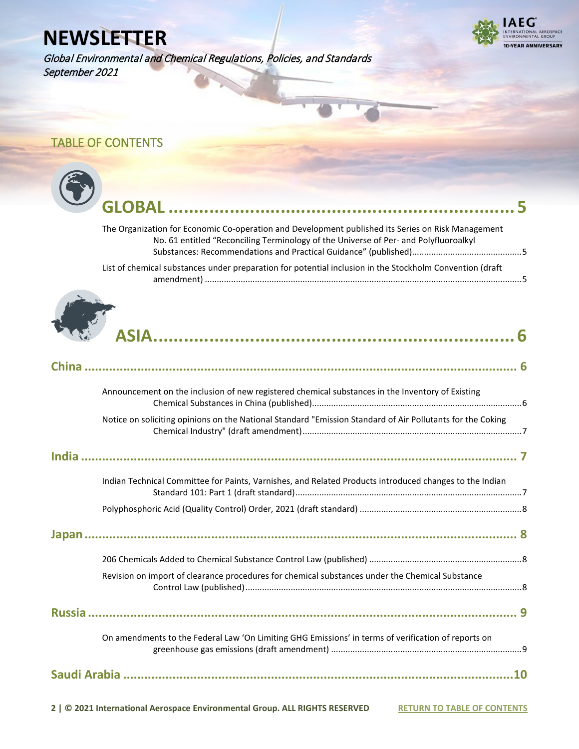# NEWSLETTER

*Global Environmental and Chemical Regulations, Policies, and Standards*
*September 2021*

## TABLE OF CONTENTS

## GLOBAL ........................................................ 5

The Organization for Economic Co-operation and Development published its Series on Risk Management No. 61 entitled "Reconciling Terminology of the Universe of Per- and Polyfluoroalkyl Substances: Recommendations and Practical Guidance" (published).......................................5

List of chemical substances under preparation for potential inclusion in the Stockholm Convention (draft amendment) .......................................5

## ASIA........................................................ 6

### China ........................................................ 6

Announcement on the inclusion of new registered chemical substances in the Inventory of Existing Chemical Substances in China (published).......................................6

Notice on soliciting opinions on the National Standard "Emission Standard of Air Pollutants for the Coking Chemical Industry" (draft amendment).......................................7

### India ........................................................ 7

Indian Technical Committee for Paints, Varnishes, and Related Products introduced changes to the Indian Standard 101: Part 1 (draft standard).......................................7

Polyphosphoric Acid (Quality Control) Order, 2021 (draft standard) .......................................8

### Japan ........................................................ 8

206 Chemicals Added to Chemical Substance Control Law (published) .......................................8

Revision on import of clearance procedures for chemical substances under the Chemical Substance Control Law (published).......................................8

### Russia ........................................................ 9

On amendments to the Federal Law 'On Limiting GHG Emissions' in terms of verification of reports on greenhouse gas emissions (draft amendment) .......................................9

### Saudi Arabia ........................................................10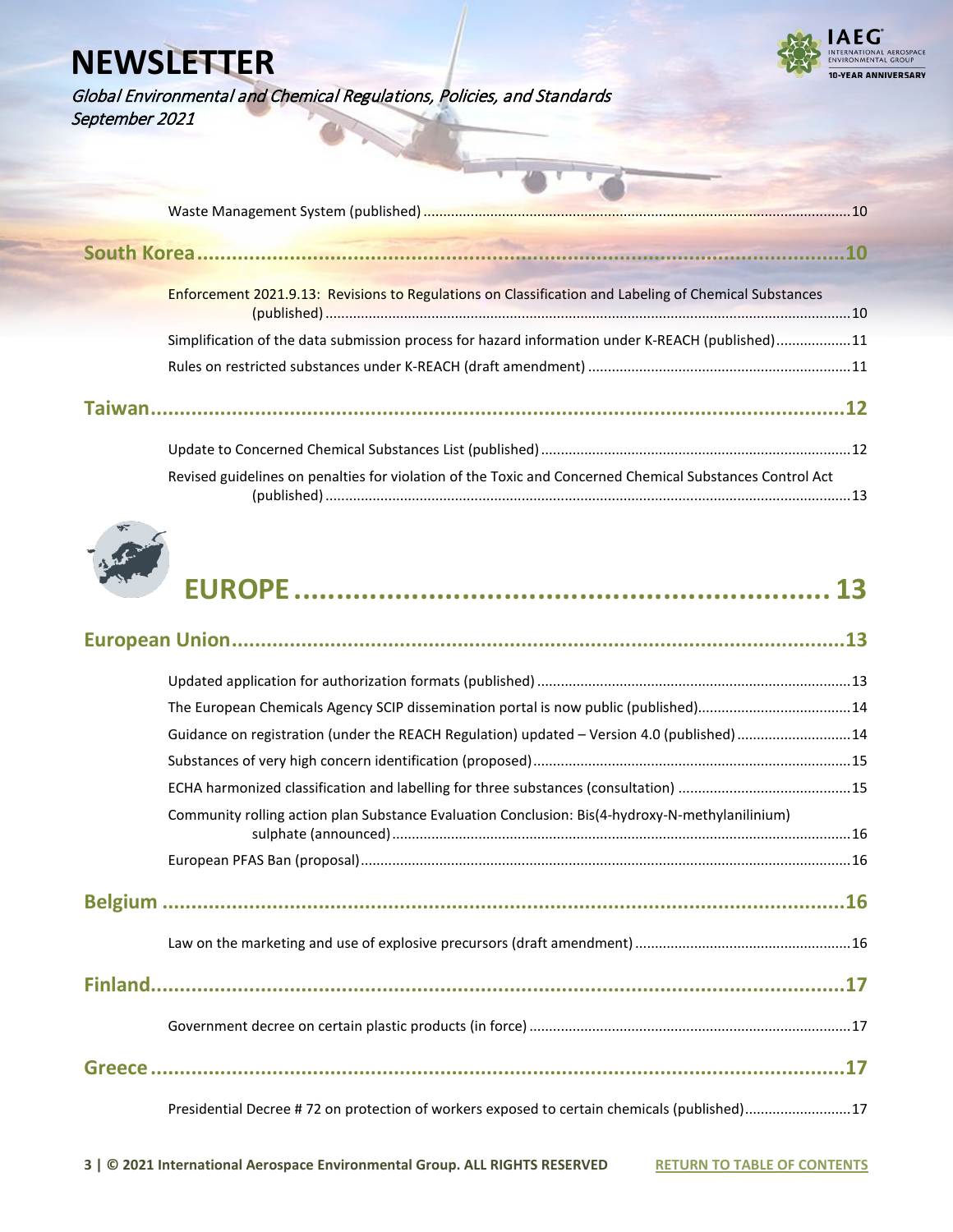Waste Management System (published) ... 10

## South Korea ... 10

Enforcement 2021.9.13: Revisions to Regulations on Classification and Labeling of Chemical Substances (published) ... 10

Simplification of the data submission process for hazard information under K-REACH (published) ... 11

Rules on restricted substances under K-REACH (draft amendment) ... 11

## Taiwan ... 12

Update to Concerned Chemical Substances List (published) ... 12

Revised guidelines on penalties for violation of the Toxic and Concerned Chemical Substances Control Act (published) ... 13

# EUROPE ... 13

## European Union ... 13

Updated application for authorization formats (published) ... 13

The European Chemicals Agency SCIP dissemination portal is now public (published) ... 14

Guidance on registration (under the REACH Regulation) updated – Version 4.0 (published) ... 14

Substances of very high concern identification (proposed) ... 15

ECHA harmonized classification and labelling for three substances (consultation) ... 15

Community rolling action plan Substance Evaluation Conclusion: Bis(4-hydroxy-N-methylanilinium) sulphate (announced) ... 16

European PFAS Ban (proposal) ... 16

## Belgium ... 16

Law on the marketing and use of explosive precursors (draft amendment) ... 16

## Finland ... 17

Government decree on certain plastic products (in force) ... 17

## Greece ... 17

Presidential Decree # 72 on protection of workers exposed to certain chemicals (published) ... 17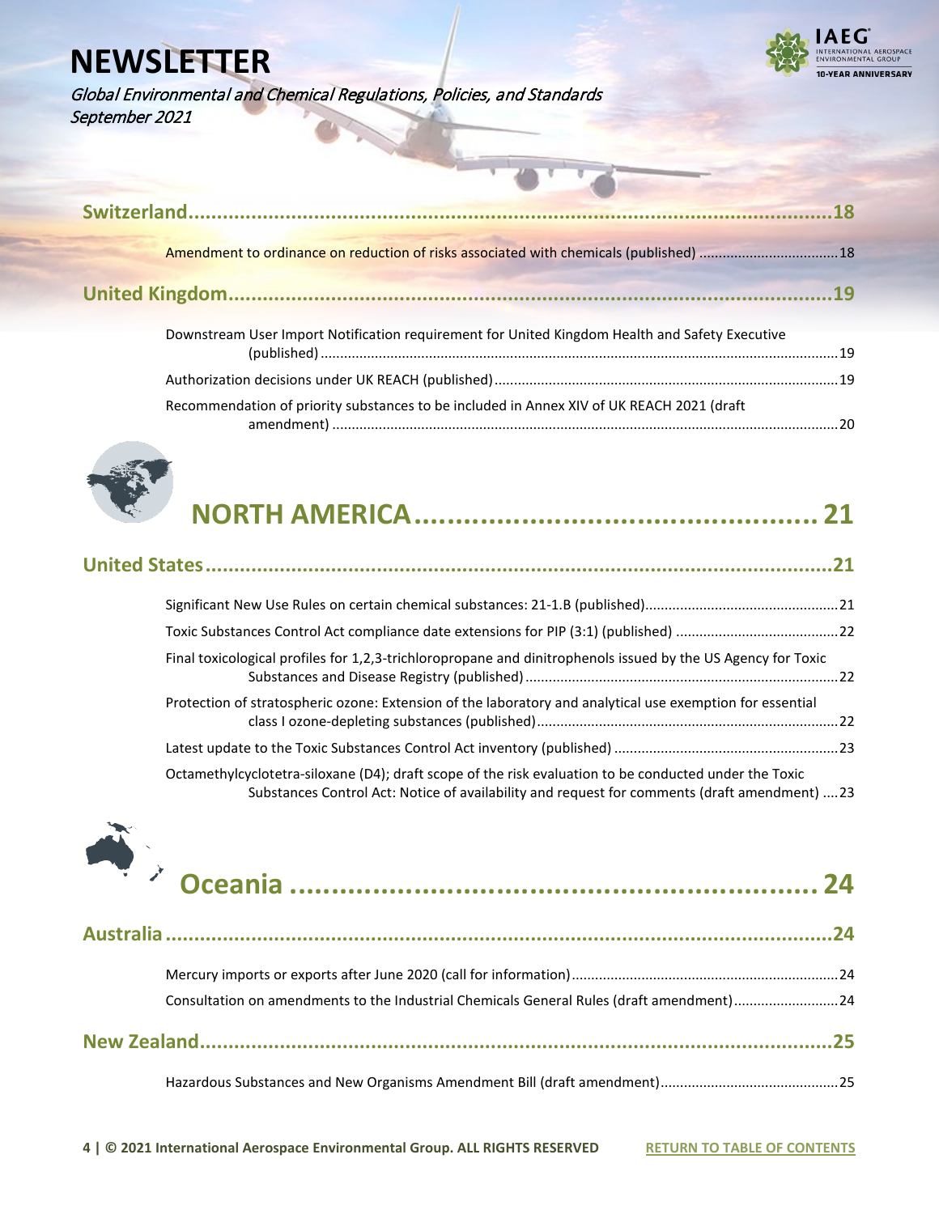# NEWSLETTER

*Global Environmental and Chemical Regulations, Policies, and Standards*
*September 2021*

**Switzerland....................................................................................................18**

Amendment to ordinance on reduction of risks associated with chemicals (published) ....................................18

**United Kingdom..............................................................................................19**

Downstream User Import Notification requirement for United Kingdom Health and Safety Executive (published) ....................................................................................................19

Authorization decisions under UK REACH (published) ....................................................................................19

Recommendation of priority substances to be included in Annex XIV of UK REACH 2021 (draft amendment) ....................................................................................................20

# NORTH AMERICA.................................................21

**United States....................................................................................................21**

Significant New Use Rules on certain chemical substances: 21-1.B (published)................................................21

Toxic Substances Control Act compliance date extensions for PIP (3:1) (published) .........................................22

Final toxicological profiles for 1,2,3-trichloropropane and dinitrophenols issued by the US Agency for Toxic Substances and Disease Registry (published) ....................................................................................22

Protection of stratospheric ozone: Extension of the laboratory and analytical use exemption for essential class I ozone-depleting substances (published) ....................................................................................22

Latest update to the Toxic Substances Control Act inventory (published) ........................................................23

Octamethylcyclotetra-siloxane (D4); draft scope of the risk evaluation to be conducted under the Toxic Substances Control Act: Notice of availability and request for comments (draft amendment) ....23

# Oceania ..............................................................24

**Australia..........................................................................................................24**

Mercury imports or exports after June 2020 (call for information)....................................................................24

Consultation on amendments to the Industrial Chemicals General Rules (draft amendment)..........................24

**New Zealand....................................................................................................25**

Hazardous Substances and New Organisms Amendment Bill (draft amendment).............................................25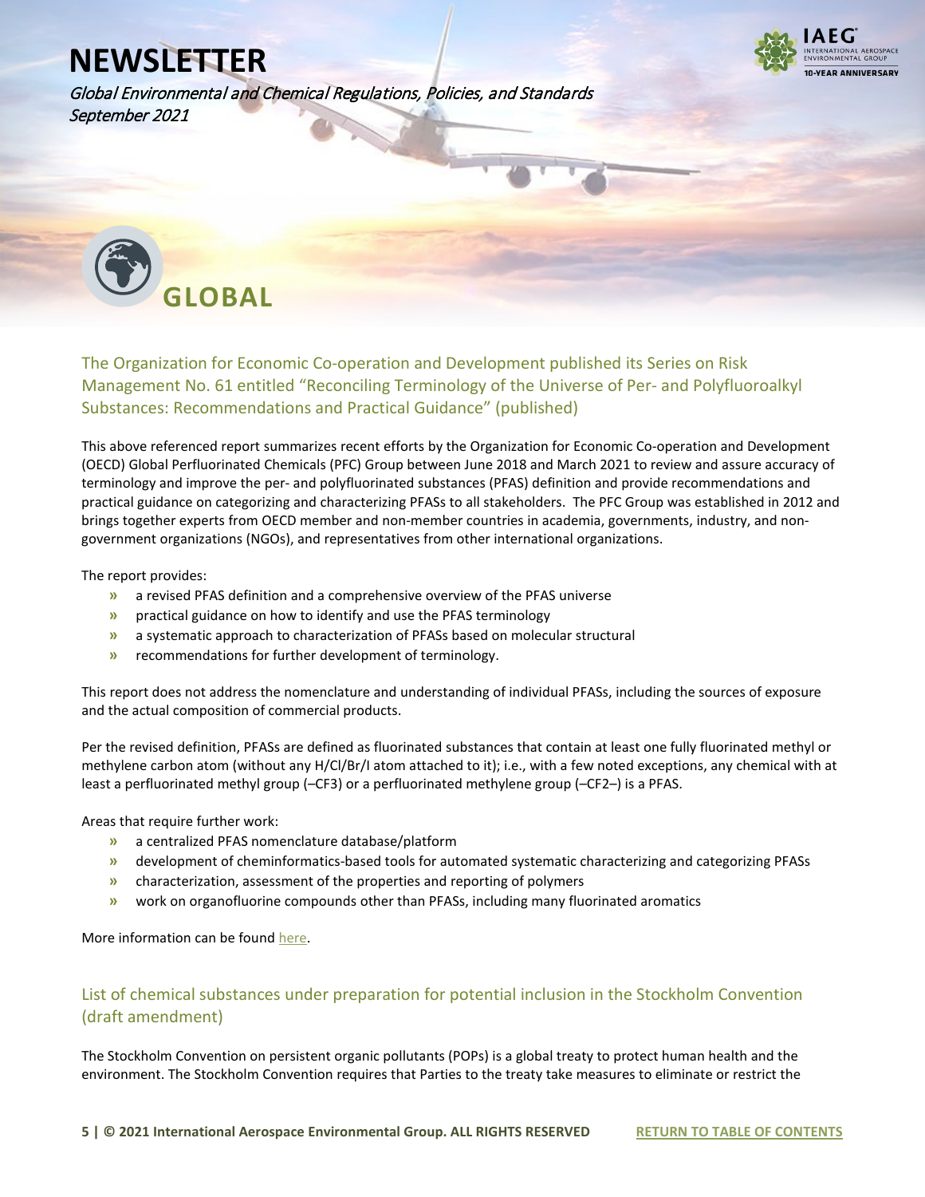# GLOBAL

## The Organization for Economic Co-operation and Development published its Series on Risk Management No. 61 entitled "Reconciling Terminology of the Universe of Per- and Polyfluoroalkyl Substances: Recommendations and Practical Guidance" (published)

This above referenced report summarizes recent efforts by the Organization for Economic Co-operation and Development (OECD) Global Perfluorinated Chemicals (PFC) Group between June 2018 and March 2021 to review and assure accuracy of terminology and improve the per- and polyfluorinated substances (PFAS) definition and provide recommendations and practical guidance on categorizing and characterizing PFASs to all stakeholders. The PFC Group was established in 2012 and brings together experts from OECD member and non-member countries in academia, governments, industry, and non-government organizations (NGOs), and representatives from other international organizations.

The report provides:

- a revised PFAS definition and a comprehensive overview of the PFAS universe
- practical guidance on how to identify and use the PFAS terminology
- a systematic approach to characterization of PFASs based on molecular structural
- recommendations for further development of terminology.

This report does not address the nomenclature and understanding of individual PFASs, including the sources of exposure and the actual composition of commercial products.

Per the revised definition, PFASs are defined as fluorinated substances that contain at least one fully fluorinated methyl or methylene carbon atom (without any H/Cl/Br/I atom attached to it); i.e., with a few noted exceptions, any chemical with at least a perfluorinated methyl group ($–CF_3$) or a perfluorinated methylene group ($–CF_2–$) is a PFAS.

Areas that require further work:

- a centralized PFAS nomenclature database/platform
- development of cheminformatics-based tools for automated systematic characterizing and categorizing PFASs
- characterization, assessment of the properties and reporting of polymers
- work on organofluorine compounds other than PFASs, including many fluorinated aromatics

More information can be found here.

## List of chemical substances under preparation for potential inclusion in the Stockholm Convention (draft amendment)

The Stockholm Convention on persistent organic pollutants (POPs) is a global treaty to protect human health and the environment. The Stockholm Convention requires that Parties to the treaty take measures to eliminate or restrict the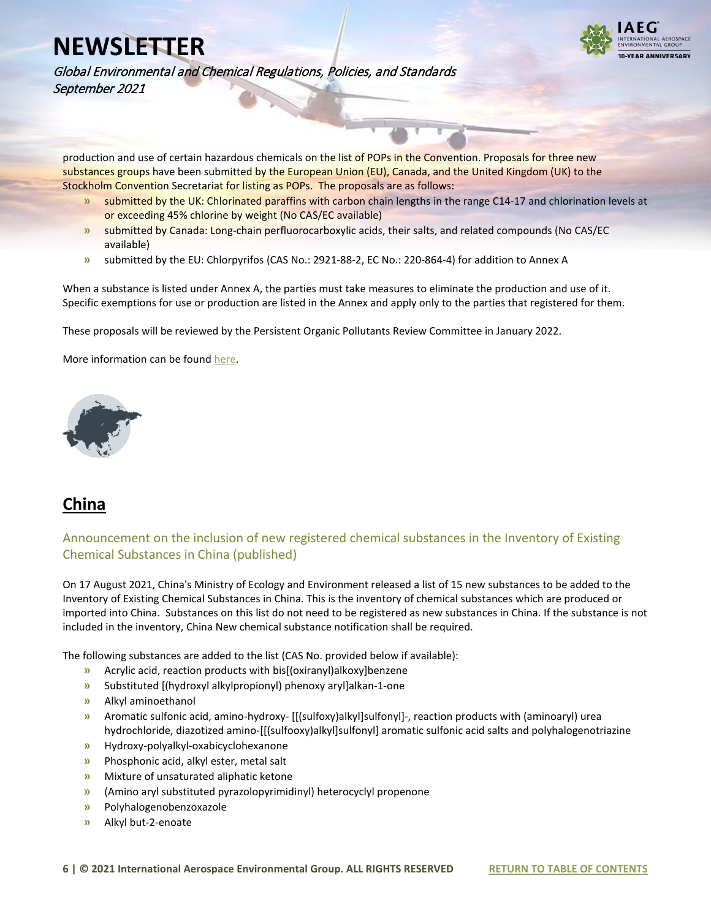production and use of certain hazardous chemicals on the list of POPs in the Convention. Proposals for three new substances groups have been submitted by the European Union (EU), Canada, and the United Kingdom (UK) to the Stockholm Convention Secretariat for listing as POPs. The proposals are as follows:

- submitted by the UK: Chlorinated paraffins with carbon chain lengths in the range C14-17 and chlorination levels at or exceeding 45% chlorine by weight (No CAS/EC available)
- submitted by Canada: Long-chain perfluorocarboxylic acids, their salts, and related compounds (No CAS/EC available)
- submitted by the EU: Chlorpyrifos (CAS No.: 2921-88-2, EC No.: 220-864-4) for addition to Annex A

When a substance is listed under Annex A, the parties must take measures to eliminate the production and use of it. Specific exemptions for use or production are listed in the Annex and apply only to the parties that registered for them.

These proposals will be reviewed by the Persistent Organic Pollutants Review Committee in January 2022.

More information can be found here.

## China

### Announcement on the inclusion of new registered chemical substances in the Inventory of Existing Chemical Substances in China (published)

On 17 August 2021, China's Ministry of Ecology and Environment released a list of 15 new substances to be added to the Inventory of Existing Chemical Substances in China. This is the inventory of chemical substances which are produced or imported into China. Substances on this list do not need to be registered as new substances in China. If the substance is not included in the inventory, China New chemical substance notification shall be required.

The following substances are added to the list (CAS No. provided below if available):

- Acrylic acid, reaction products with bis[(oxiranyl)alkoxy]benzene
- Substituted [(hydroxyl alkylpropionyl) phenoxy aryl]alkan-1-one
- Alkyl aminoethanol
- Aromatic sulfonic acid, amino-hydroxy- [[(sulfoxy)alkyl]sulfonyl]-, reaction products with (aminoaryl) urea hydrochloride, diazotized amino-[[(sulfooxy)alkyl]sulfonyl] aromatic sulfonic acid salts and polyhalogenotriazine
- Hydroxy-polyalkyl-oxabicyclohexanone
- Phosphonic acid, alkyl ester, metal salt
- Mixture of unsaturated aliphatic ketone
- (Amino aryl substituted pyrazolopyrimidinyl) heterocyclyl propenone
- Polyhalogenobenzoxazole
- Alkyl but-2-enoate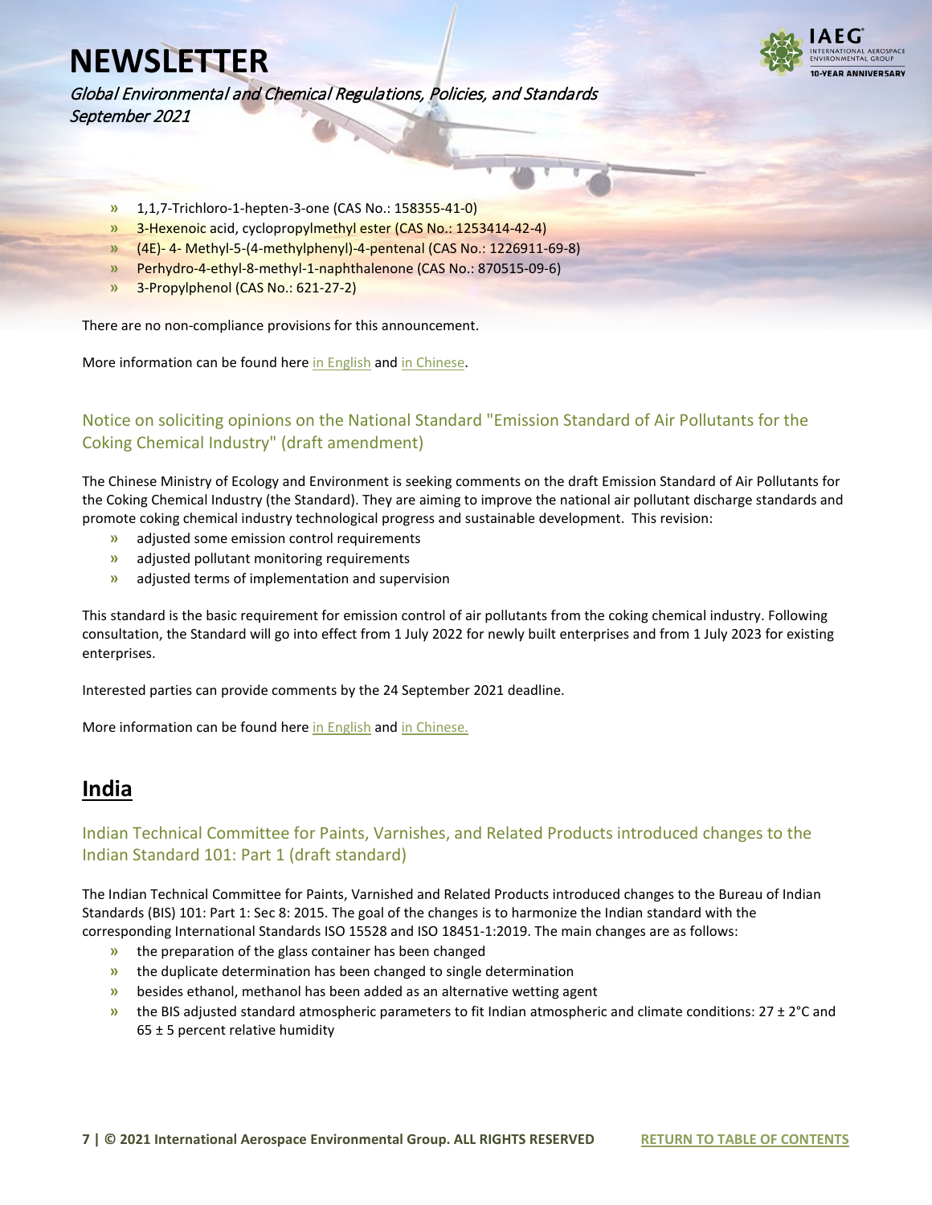- 1,1,7-Trichloro-1-hepten-3-one (CAS No.: 158355-41-0)
- 3-Hexenoic acid, cyclopropylmethyl ester (CAS No.: 1253414-42-4)
- (4E)- 4- Methyl-5-(4-methylphenyl)-4-pentenal (CAS No.: 1226911-69-8)
- Perhydro-4-ethyl-8-methyl-1-naphthalenone (CAS No.: 870515-09-6)
- 3-Propylphenol (CAS No.: 621-27-2)

There are no non-compliance provisions for this announcement.

More information can be found here in English and in Chinese.

### Notice on soliciting opinions on the National Standard "Emission Standard of Air Pollutants for the Coking Chemical Industry" (draft amendment)

The Chinese Ministry of Ecology and Environment is seeking comments on the draft Emission Standard of Air Pollutants for the Coking Chemical Industry (the Standard). They are aiming to improve the national air pollutant discharge standards and promote coking chemical industry technological progress and sustainable development. This revision:

- adjusted some emission control requirements
- adjusted pollutant monitoring requirements
- adjusted terms of implementation and supervision

This standard is the basic requirement for emission control of air pollutants from the coking chemical industry. Following consultation, the Standard will go into effect from 1 July 2022 for newly built enterprises and from 1 July 2023 for existing enterprises.

Interested parties can provide comments by the 24 September 2021 deadline.

More information can be found here in English and in Chinese.

## India

### Indian Technical Committee for Paints, Varnishes, and Related Products introduced changes to the Indian Standard 101: Part 1 (draft standard)

The Indian Technical Committee for Paints, Varnished and Related Products introduced changes to the Bureau of Indian Standards (BIS) 101: Part 1: Sec 8: 2015. The goal of the changes is to harmonize the Indian standard with the corresponding International Standards ISO 15528 and ISO 18451-1:2019. The main changes are as follows:

- the preparation of the glass container has been changed
- the duplicate determination has been changed to single determination
- besides ethanol, methanol has been added as an alternative wetting agent
- the BIS adjusted standard atmospheric parameters to fit Indian atmospheric and climate conditions: 27 ± 2°C and 65 ± 5 percent relative humidity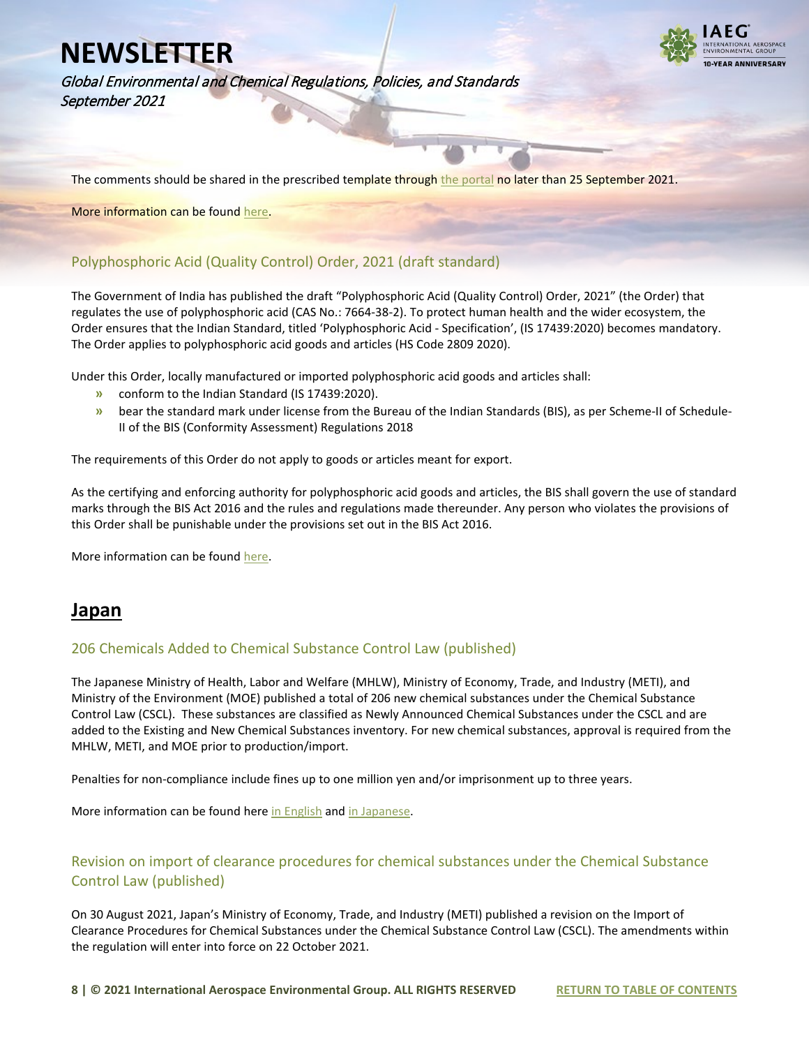The comments should be shared in the prescribed template through the portal no later than 25 September 2021.

More information can be found here.

### Polyphosphoric Acid (Quality Control) Order, 2021 (draft standard)

The Government of India has published the draft "Polyphosphoric Acid (Quality Control) Order, 2021" (the Order) that regulates the use of polyphosphoric acid (CAS No.: 7664-38-2). To protect human health and the wider ecosystem, the Order ensures that the Indian Standard, titled 'Polyphosphoric Acid - Specification', (IS 17439:2020) becomes mandatory. The Order applies to polyphosphoric acid goods and articles (HS Code 2809 2020).

Under this Order, locally manufactured or imported polyphosphoric acid goods and articles shall:

- conform to the Indian Standard (IS 17439:2020).
- bear the standard mark under license from the Bureau of the Indian Standards (BIS), as per Scheme-II of Schedule-II of the BIS (Conformity Assessment) Regulations 2018

The requirements of this Order do not apply to goods or articles meant for export.

As the certifying and enforcing authority for polyphosphoric acid goods and articles, the BIS shall govern the use of standard marks through the BIS Act 2016 and the rules and regulations made thereunder. Any person who violates the provisions of this Order shall be punishable under the provisions set out in the BIS Act 2016.

More information can be found here.

## Japan

### 206 Chemicals Added to Chemical Substance Control Law (published)

The Japanese Ministry of Health, Labor and Welfare (MHLW), Ministry of Economy, Trade, and Industry (METI), and Ministry of the Environment (MOE) published a total of 206 new chemical substances under the Chemical Substance Control Law (CSCL). These substances are classified as Newly Announced Chemical Substances under the CSCL and are added to the Existing and New Chemical Substances inventory. For new chemical substances, approval is required from the MHLW, METI, and MOE prior to production/import.

Penalties for non-compliance include fines up to one million yen and/or imprisonment up to three years.

More information can be found here in English and in Japanese.

### Revision on import of clearance procedures for chemical substances under the Chemical Substance Control Law (published)

On 30 August 2021, Japan's Ministry of Economy, Trade, and Industry (METI) published a revision on the Import of Clearance Procedures for Chemical Substances under the Chemical Substance Control Law (CSCL). The amendments within the regulation will enter into force on 22 October 2021.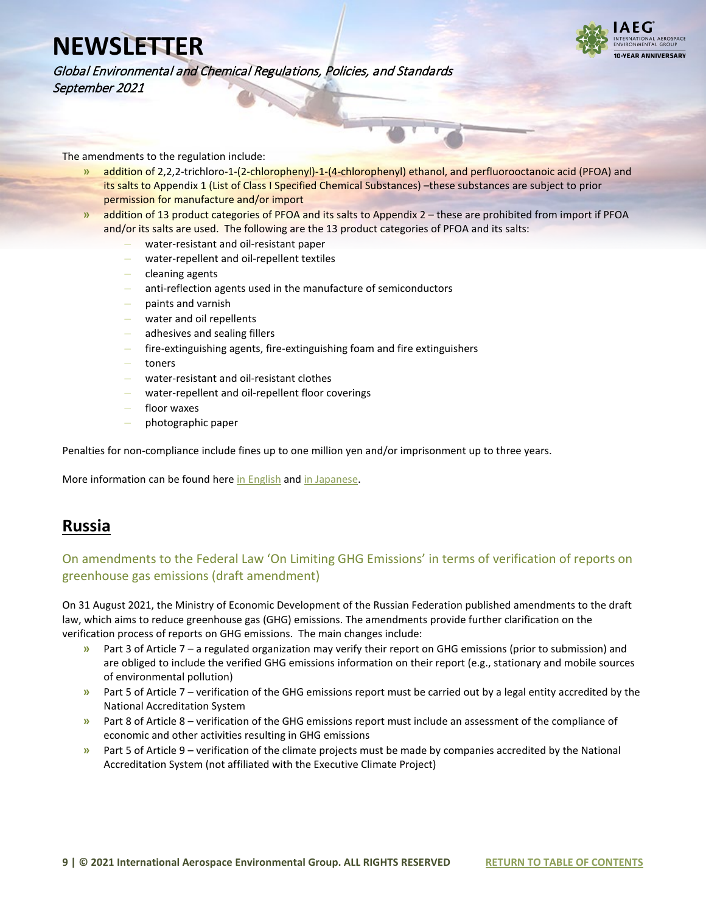The amendments to the regulation include:

- addition of 2,2,2-trichloro-1-(2-chlorophenyl)-1-(4-chlorophenyl) ethanol, and perfluorooctanoic acid (PFOA) and its salts to Appendix 1 (List of Class I Specified Chemical Substances) –these substances are subject to prior permission for manufacture and/or import
- addition of 13 product categories of PFOA and its salts to Appendix 2 – these are prohibited from import if PFOA and/or its salts are used. The following are the 13 product categories of PFOA and its salts:
  - water-resistant and oil-resistant paper
  - water-repellent and oil-repellent textiles
  - cleaning agents
  - anti-reflection agents used in the manufacture of semiconductors
  - paints and varnish
  - water and oil repellents
  - adhesives and sealing fillers
  - fire-extinguishing agents, fire-extinguishing foam and fire extinguishers
  - toners
  - water-resistant and oil-resistant clothes
  - water-repellent and oil-repellent floor coverings
  - floor waxes
  - photographic paper

Penalties for non-compliance include fines up to one million yen and/or imprisonment up to three years.

More information can be found here in English and in Japanese.

## Russia

### On amendments to the Federal Law 'On Limiting GHG Emissions' in terms of verification of reports on greenhouse gas emissions (draft amendment)

On 31 August 2021, the Ministry of Economic Development of the Russian Federation published amendments to the draft law, which aims to reduce greenhouse gas (GHG) emissions. The amendments provide further clarification on the verification process of reports on GHG emissions. The main changes include:

- Part 3 of Article 7 – a regulated organization may verify their report on GHG emissions (prior to submission) and are obliged to include the verified GHG emissions information on their report (e.g., stationary and mobile sources of environmental pollution)
- Part 5 of Article 7 – verification of the GHG emissions report must be carried out by a legal entity accredited by the National Accreditation System
- Part 8 of Article 8 – verification of the GHG emissions report must include an assessment of the compliance of economic and other activities resulting in GHG emissions
- Part 5 of Article 9 – verification of the climate projects must be made by companies accredited by the National Accreditation System (not affiliated with the Executive Climate Project)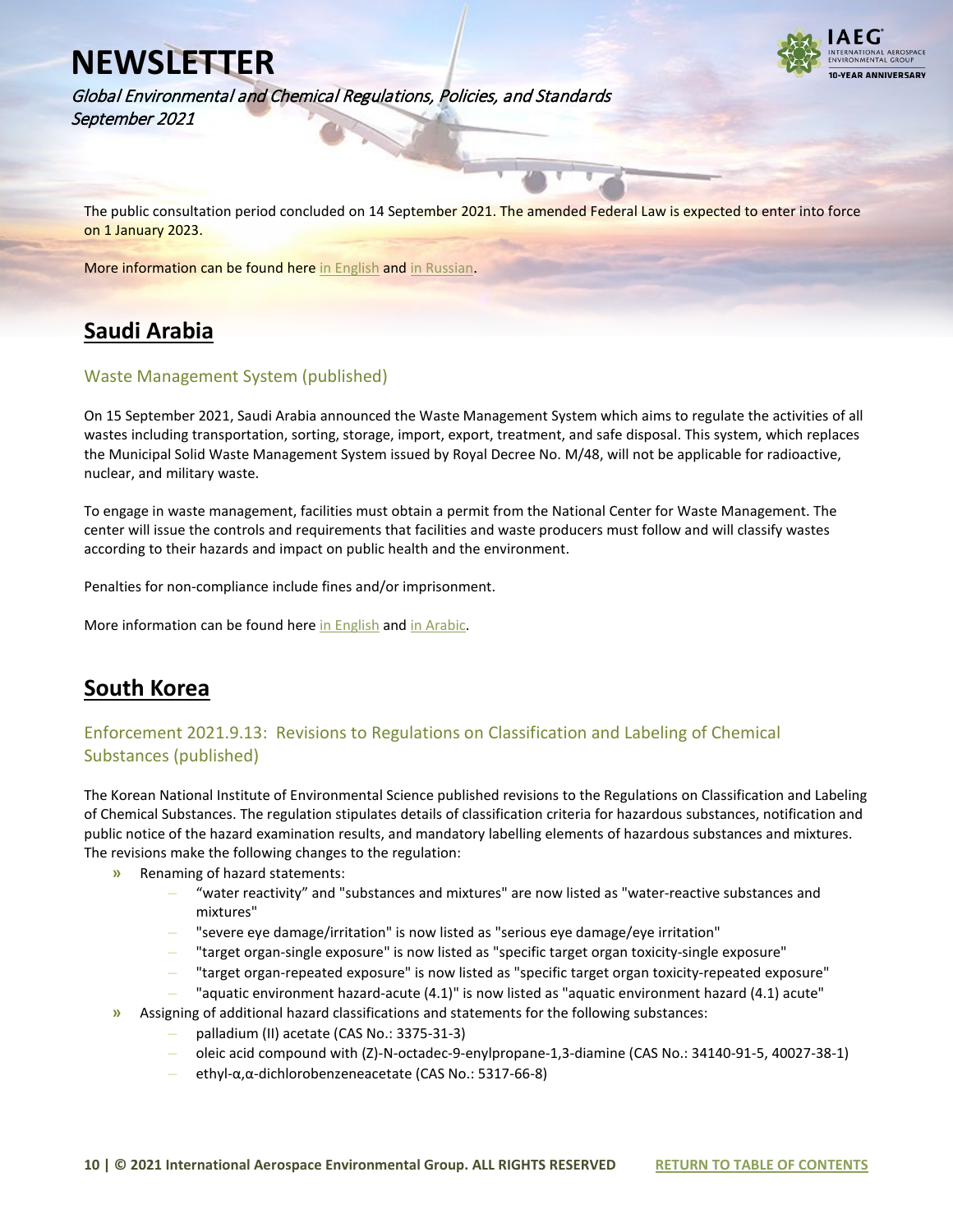The public consultation period concluded on 14 September 2021. The amended Federal Law is expected to enter into force on 1 January 2023.

More information can be found here in English and in Russian.

## Saudi Arabia

### Waste Management System (published)

On 15 September 2021, Saudi Arabia announced the Waste Management System which aims to regulate the activities of all wastes including transportation, sorting, storage, import, export, treatment, and safe disposal. This system, which replaces the Municipal Solid Waste Management System issued by Royal Decree No. M/48, will not be applicable for radioactive, nuclear, and military waste.

To engage in waste management, facilities must obtain a permit from the National Center for Waste Management. The center will issue the controls and requirements that facilities and waste producers must follow and will classify wastes according to their hazards and impact on public health and the environment.

Penalties for non-compliance include fines and/or imprisonment.

More information can be found here in English and in Arabic.

## South Korea

### Enforcement 2021.9.13: Revisions to Regulations on Classification and Labeling of Chemical Substances (published)

The Korean National Institute of Environmental Science published revisions to the Regulations on Classification and Labeling of Chemical Substances. The regulation stipulates details of classification criteria for hazardous substances, notification and public notice of the hazard examination results, and mandatory labelling elements of hazardous substances and mixtures. The revisions make the following changes to the regulation:

- Renaming of hazard statements:
  - “water reactivity” and "substances and mixtures" are now listed as "water-reactive substances and mixtures"
  - "severe eye damage/irritation" is now listed as "serious eye damage/eye irritation"
  - "target organ-single exposure" is now listed as "specific target organ toxicity-single exposure"
  - "target organ-repeated exposure" is now listed as "specific target organ toxicity-repeated exposure"
  - "aquatic environment hazard-acute (4.1)" is now listed as "aquatic environment hazard (4.1) acute"
- Assigning of additional hazard classifications and statements for the following substances:
  - palladium (II) acetate (CAS No.: 3375-31-3)
  - oleic acid compound with (Z)-N-octadec-9-enylpropane-1,3-diamine (CAS No.: 34140-91-5, 40027-38-1)
  - ethyl-α,α-dichlorobenzeneacetate (CAS No.: 5317-66-8)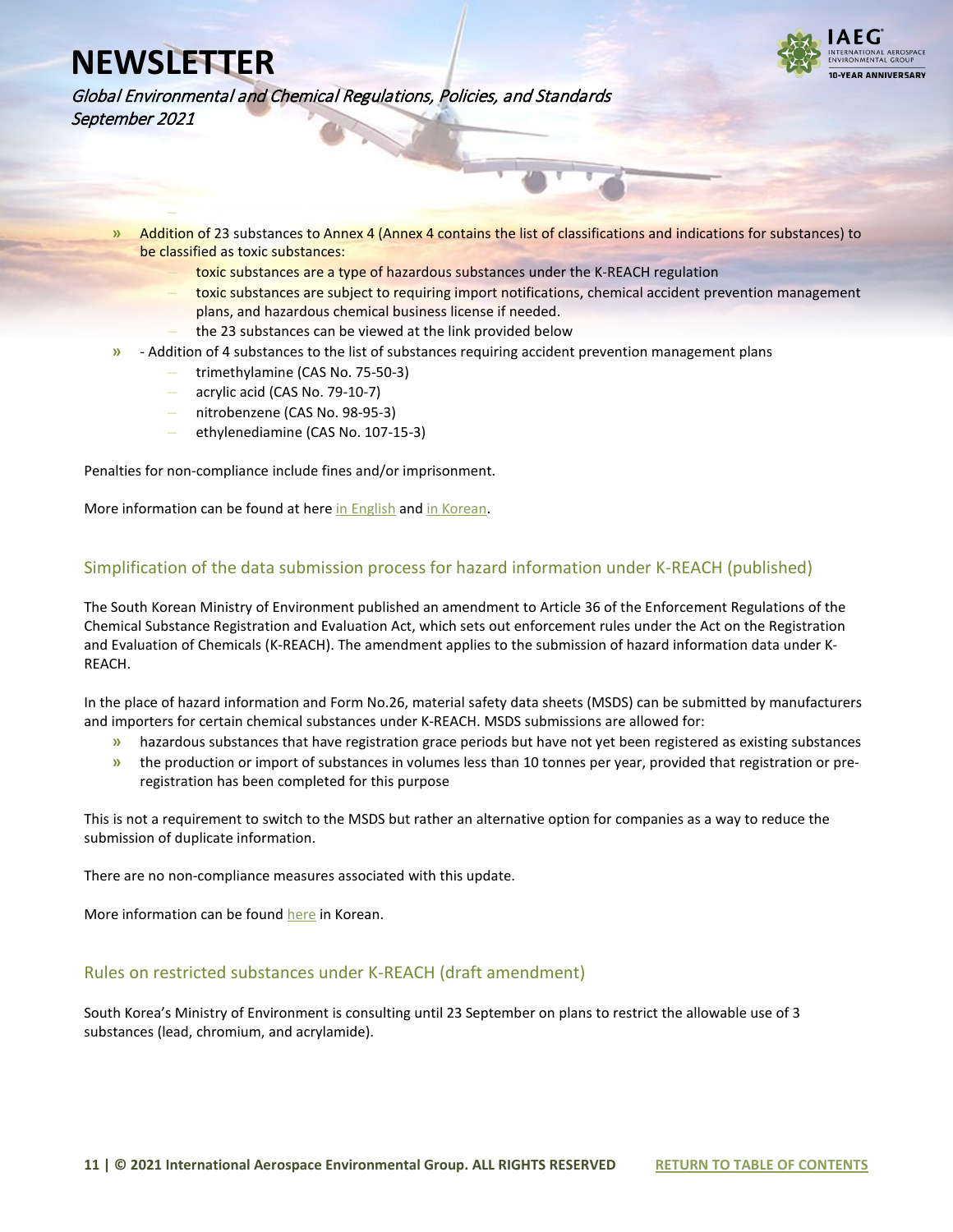- Addition of 23 substances to Annex 4 (Annex 4 contains the list of classifications and indications for substances) to be classified as toxic substances:
  - toxic substances are a type of hazardous substances under the K-REACH regulation
  - toxic substances are subject to requiring import notifications, chemical accident prevention management plans, and hazardous chemical business license if needed.
  - the 23 substances can be viewed at the link provided below
- - Addition of 4 substances to the list of substances requiring accident prevention management plans
  - trimethylamine (CAS No. 75-50-3)
  - acrylic acid (CAS No. 79-10-7)
  - nitrobenzene (CAS No. 98-95-3)
  - ethylenediamine (CAS No. 107-15-3)

Penalties for non-compliance include fines and/or imprisonment.

More information can be found at here in English and in Korean.

## Simplification of the data submission process for hazard information under K-REACH (published)

The South Korean Ministry of Environment published an amendment to Article 36 of the Enforcement Regulations of the Chemical Substance Registration and Evaluation Act, which sets out enforcement rules under the Act on the Registration and Evaluation of Chemicals (K-REACH). The amendment applies to the submission of hazard information data under K-REACH.

In the place of hazard information and Form No.26, material safety data sheets (MSDS) can be submitted by manufacturers and importers for certain chemical substances under K-REACH. MSDS submissions are allowed for:

- hazardous substances that have registration grace periods but have not yet been registered as existing substances
- the production or import of substances in volumes less than 10 tonnes per year, provided that registration or pre-registration has been completed for this purpose

This is not a requirement to switch to the MSDS but rather an alternative option for companies as a way to reduce the submission of duplicate information.

There are no non-compliance measures associated with this update.

More information can be found here in Korean.

## Rules on restricted substances under K-REACH (draft amendment)

South Korea's Ministry of Environment is consulting until 23 September on plans to restrict the allowable use of 3 substances (lead, chromium, and acrylamide).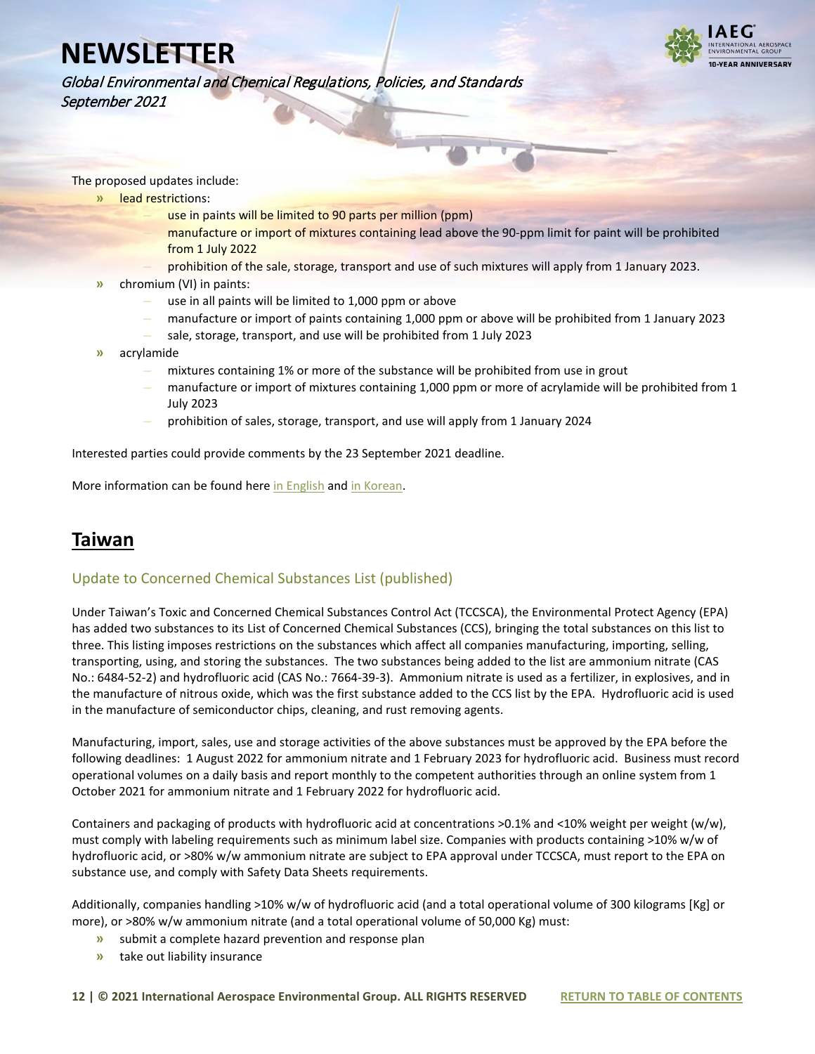The proposed updates include:

- lead restrictions:
  - use in paints will be limited to 90 parts per million (ppm)
  - manufacture or import of mixtures containing lead above the 90-ppm limit for paint will be prohibited from 1 July 2022
  - prohibition of the sale, storage, transport and use of such mixtures will apply from 1 January 2023.
- chromium (VI) in paints:
  - use in all paints will be limited to 1,000 ppm or above
  - manufacture or import of paints containing 1,000 ppm or above will be prohibited from 1 January 2023
  - sale, storage, transport, and use will be prohibited from 1 July 2023
- acrylamide
  - mixtures containing 1% or more of the substance will be prohibited from use in grout
  - manufacture or import of mixtures containing 1,000 ppm or more of acrylamide will be prohibited from 1 July 2023
  - prohibition of sales, storage, transport, and use will apply from 1 January 2024

Interested parties could provide comments by the 23 September 2021 deadline.

More information can be found here in English and in Korean.

## Taiwan

### Update to Concerned Chemical Substances List (published)

Under Taiwan's Toxic and Concerned Chemical Substances Control Act (TCCSCA), the Environmental Protect Agency (EPA) has added two substances to its List of Concerned Chemical Substances (CCS), bringing the total substances on this list to three. This listing imposes restrictions on the substances which affect all companies manufacturing, importing, selling, transporting, using, and storing the substances. The two substances being added to the list are ammonium nitrate (CAS No.: 6484-52-2) and hydrofluoric acid (CAS No.: 7664-39-3). Ammonium nitrate is used as a fertilizer, in explosives, and in the manufacture of nitrous oxide, which was the first substance added to the CCS list by the EPA. Hydrofluoric acid is used in the manufacture of semiconductor chips, cleaning, and rust removing agents.

Manufacturing, import, sales, use and storage activities of the above substances must be approved by the EPA before the following deadlines: 1 August 2022 for ammonium nitrate and 1 February 2023 for hydrofluoric acid. Business must record operational volumes on a daily basis and report monthly to the competent authorities through an online system from 1 October 2021 for ammonium nitrate and 1 February 2022 for hydrofluoric acid.

Containers and packaging of products with hydrofluoric acid at concentrations >0.1% and <10% weight per weight (w/w), must comply with labeling requirements such as minimum label size. Companies with products containing >10% w/w of hydrofluoric acid, or >80% w/w ammonium nitrate are subject to EPA approval under TCCSCA, must report to the EPA on substance use, and comply with Safety Data Sheets requirements.

Additionally, companies handling >10% w/w of hydrofluoric acid (and a total operational volume of 300 kilograms [Kg] or more), or >80% w/w ammonium nitrate (and a total operational volume of 50,000 Kg) must:

- submit a complete hazard prevention and response plan
- take out liability insurance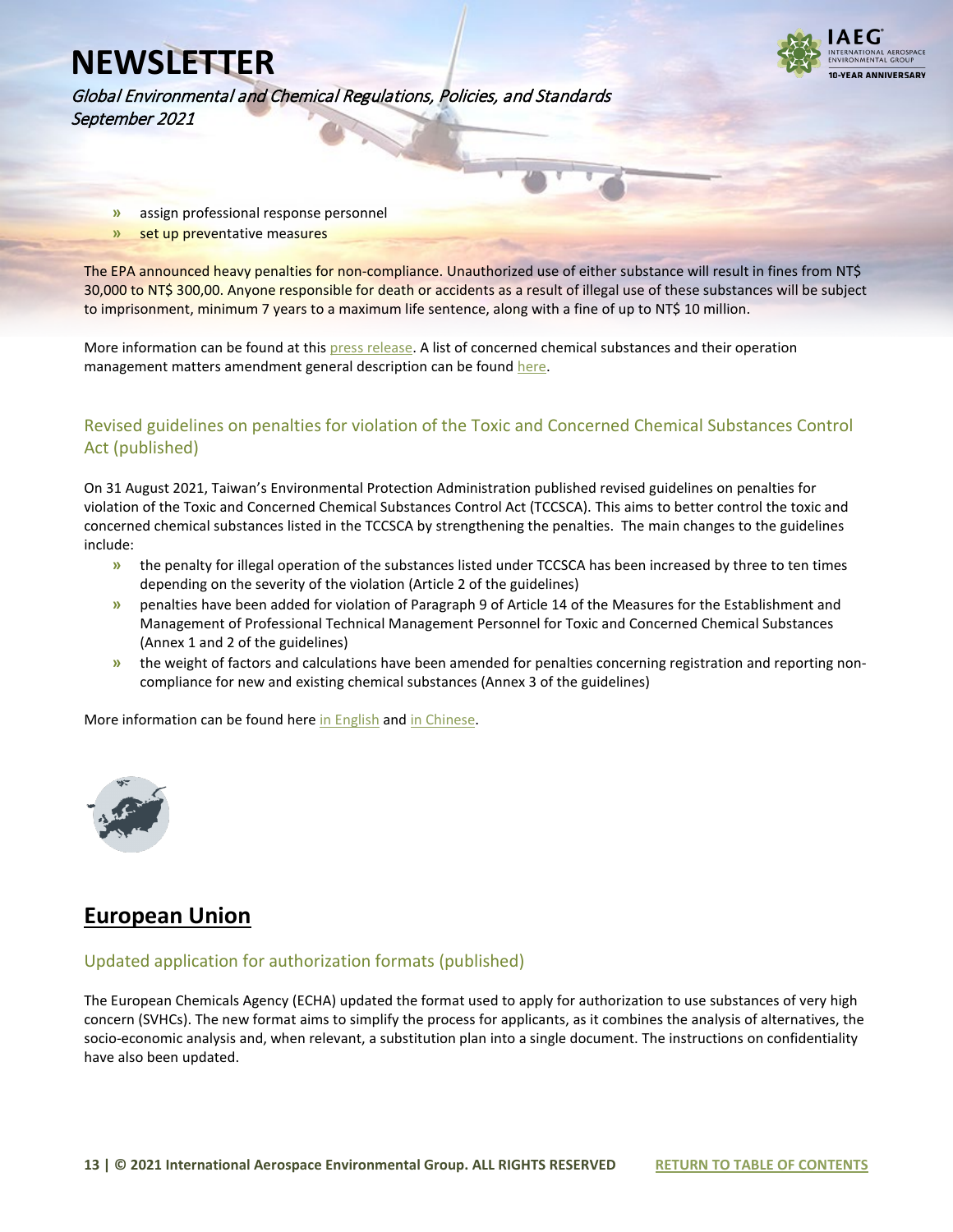- assign professional response personnel
- set up preventative measures

The EPA announced heavy penalties for non-compliance. Unauthorized use of either substance will result in fines from NT$ 30,000 to NT$ 300,00. Anyone responsible for death or accidents as a result of illegal use of these substances will be subject to imprisonment, minimum 7 years to a maximum life sentence, along with a fine of up to NT$ 10 million.

More information can be found at this press release. A list of concerned chemical substances and their operation management matters amendment general description can be found here.

### Revised guidelines on penalties for violation of the Toxic and Concerned Chemical Substances Control Act (published)

On 31 August 2021, Taiwan's Environmental Protection Administration published revised guidelines on penalties for violation of the Toxic and Concerned Chemical Substances Control Act (TCCSCA). This aims to better control the toxic and concerned chemical substances listed in the TCCSCA by strengthening the penalties. The main changes to the guidelines include:

- the penalty for illegal operation of the substances listed under TCCSCA has been increased by three to ten times depending on the severity of the violation (Article 2 of the guidelines)
- penalties have been added for violation of Paragraph 9 of Article 14 of the Measures for the Establishment and Management of Professional Technical Management Personnel for Toxic and Concerned Chemical Substances (Annex 1 and 2 of the guidelines)
- the weight of factors and calculations have been amended for penalties concerning registration and reporting non-compliance for new and existing chemical substances (Annex 3 of the guidelines)

More information can be found here in English and in Chinese.

## European Union

### Updated application for authorization formats (published)

The European Chemicals Agency (ECHA) updated the format used to apply for authorization to use substances of very high concern (SVHCs). The new format aims to simplify the process for applicants, as it combines the analysis of alternatives, the socio-economic analysis and, when relevant, a substitution plan into a single document. The instructions on confidentiality have also been updated.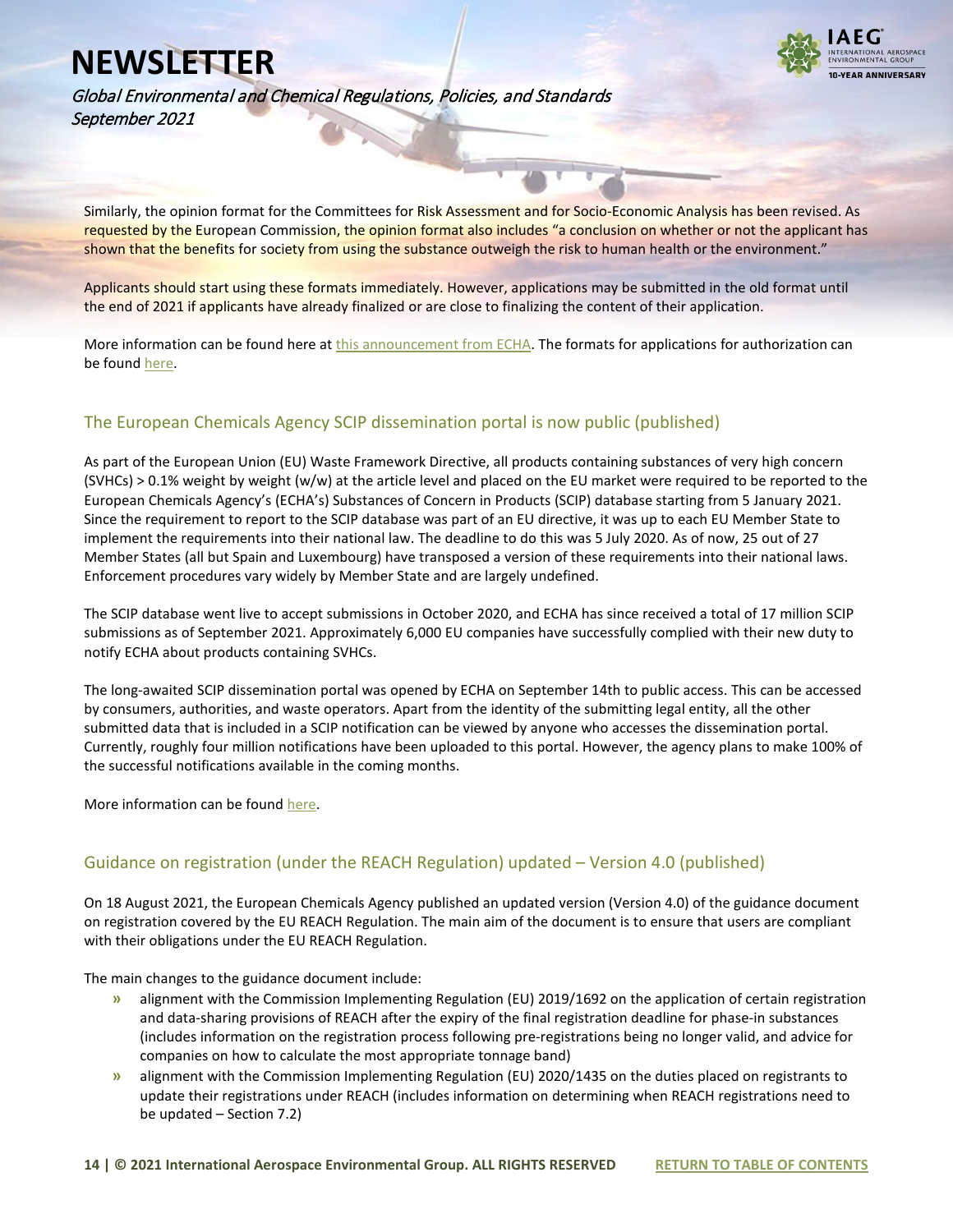Similarly, the opinion format for the Committees for Risk Assessment and for Socio-Economic Analysis has been revised. As requested by the European Commission, the opinion format also includes "a conclusion on whether or not the applicant has shown that the benefits for society from using the substance outweigh the risk to human health or the environment."

Applicants should start using these formats immediately. However, applications may be submitted in the old format until the end of 2021 if applicants have already finalized or are close to finalizing the content of their application.

More information can be found here at this announcement from ECHA. The formats for applications for authorization can be found here.

## The European Chemicals Agency SCIP dissemination portal is now public (published)

As part of the European Union (EU) Waste Framework Directive, all products containing substances of very high concern (SVHCs) > 0.1% weight by weight (w/w) at the article level and placed on the EU market were required to be reported to the European Chemicals Agency's (ECHA's) Substances of Concern in Products (SCIP) database starting from 5 January 2021. Since the requirement to report to the SCIP database was part of an EU directive, it was up to each EU Member State to implement the requirements into their national law. The deadline to do this was 5 July 2020. As of now, 25 out of 27 Member States (all but Spain and Luxembourg) have transposed a version of these requirements into their national laws. Enforcement procedures vary widely by Member State and are largely undefined.

The SCIP database went live to accept submissions in October 2020, and ECHA has since received a total of 17 million SCIP submissions as of September 2021. Approximately 6,000 EU companies have successfully complied with their new duty to notify ECHA about products containing SVHCs.

The long-awaited SCIP dissemination portal was opened by ECHA on September 14th to public access. This can be accessed by consumers, authorities, and waste operators. Apart from the identity of the submitting legal entity, all the other submitted data that is included in a SCIP notification can be viewed by anyone who accesses the dissemination portal. Currently, roughly four million notifications have been uploaded to this portal. However, the agency plans to make 100% of the successful notifications available in the coming months.

More information can be found here.

## Guidance on registration (under the REACH Regulation) updated – Version 4.0 (published)

On 18 August 2021, the European Chemicals Agency published an updated version (Version 4.0) of the guidance document on registration covered by the EU REACH Regulation. The main aim of the document is to ensure that users are compliant with their obligations under the EU REACH Regulation.

The main changes to the guidance document include:

- alignment with the Commission Implementing Regulation (EU) 2019/1692 on the application of certain registration and data-sharing provisions of REACH after the expiry of the final registration deadline for phase-in substances (includes information on the registration process following pre-registrations being no longer valid, and advice for companies on how to calculate the most appropriate tonnage band)
- alignment with the Commission Implementing Regulation (EU) 2020/1435 on the duties placed on registrants to update their registrations under REACH (includes information on determining when REACH registrations need to be updated – Section 7.2)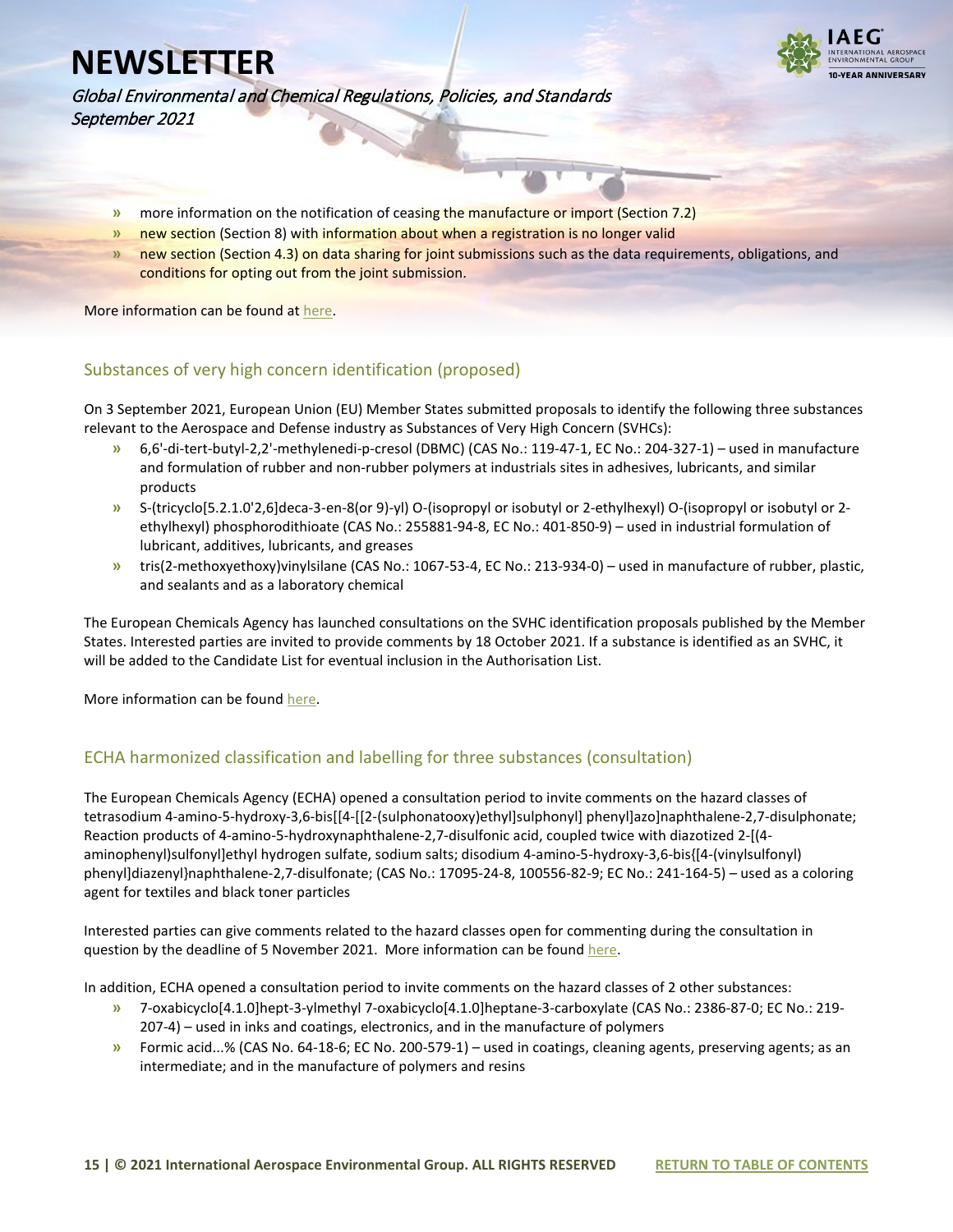- more information on the notification of ceasing the manufacture or import (Section 7.2)
- new section (Section 8) with information about when a registration is no longer valid
- new section (Section 4.3) on data sharing for joint submissions such as the data requirements, obligations, and conditions for opting out from the joint submission.

More information can be found at here.

## Substances of very high concern identification (proposed)

On 3 September 2021, European Union (EU) Member States submitted proposals to identify the following three substances relevant to the Aerospace and Defense industry as Substances of Very High Concern (SVHCs):

- 6,6'-di-tert-butyl-2,2'-methylenedi-p-cresol (DBMC) (CAS No.: 119-47-1, EC No.: 204-327-1) – used in manufacture and formulation of rubber and non-rubber polymers at industrials sites in adhesives, lubricants, and similar products
- S-(tricyclo[5.2.1.0'2,6]deca-3-en-8(or 9)-yl) O-(isopropyl or isobutyl or 2-ethylhexyl) O-(isopropyl or isobutyl or 2-ethylhexyl) phosphorodithioate (CAS No.: 255881-94-8, EC No.: 401-850-9) – used in industrial formulation of lubricant, additives, lubricants, and greases
- tris(2-methoxyethoxy)vinylsilane (CAS No.: 1067-53-4, EC No.: 213-934-0) – used in manufacture of rubber, plastic, and sealants and as a laboratory chemical

The European Chemicals Agency has launched consultations on the SVHC identification proposals published by the Member States. Interested parties are invited to provide comments by 18 October 2021. If a substance is identified as an SVHC, it will be added to the Candidate List for eventual inclusion in the Authorisation List.

More information can be found here.

## ECHA harmonized classification and labelling for three substances (consultation)

The European Chemicals Agency (ECHA) opened a consultation period to invite comments on the hazard classes of tetrasodium 4-amino-5-hydroxy-3,6-bis[[4-[[2-(sulphonatooxy)ethyl]sulphonyl] phenyl]azo]naphthalene-2,7-disulphonate; Reaction products of 4-amino-5-hydroxynaphthalene-2,7-disulfonic acid, coupled twice with diazotized 2-[(4-aminophenyl)sulfonyl]ethyl hydrogen sulfate, sodium salts; disodium 4-amino-5-hydroxy-3,6-bis{[4-(vinylsulfonyl) phenyl]diazenyl}naphthalene-2,7-disulfonate; (CAS No.: 17095-24-8, 100556-82-9; EC No.: 241-164-5) – used as a coloring agent for textiles and black toner particles

Interested parties can give comments related to the hazard classes open for commenting during the consultation in question by the deadline of 5 November 2021. More information can be found here.

In addition, ECHA opened a consultation period to invite comments on the hazard classes of 2 other substances:

- 7-oxabicyclo[4.1.0]hept-3-ylmethyl 7-oxabicyclo[4.1.0]heptane-3-carboxylate (CAS No.: 2386-87-0; EC No.: 219-207-4) – used in inks and coatings, electronics, and in the manufacture of polymers
- Formic acid...% (CAS No. 64-18-6; EC No. 200-579-1) – used in coatings, cleaning agents, preserving agents; as an intermediate; and in the manufacture of polymers and resins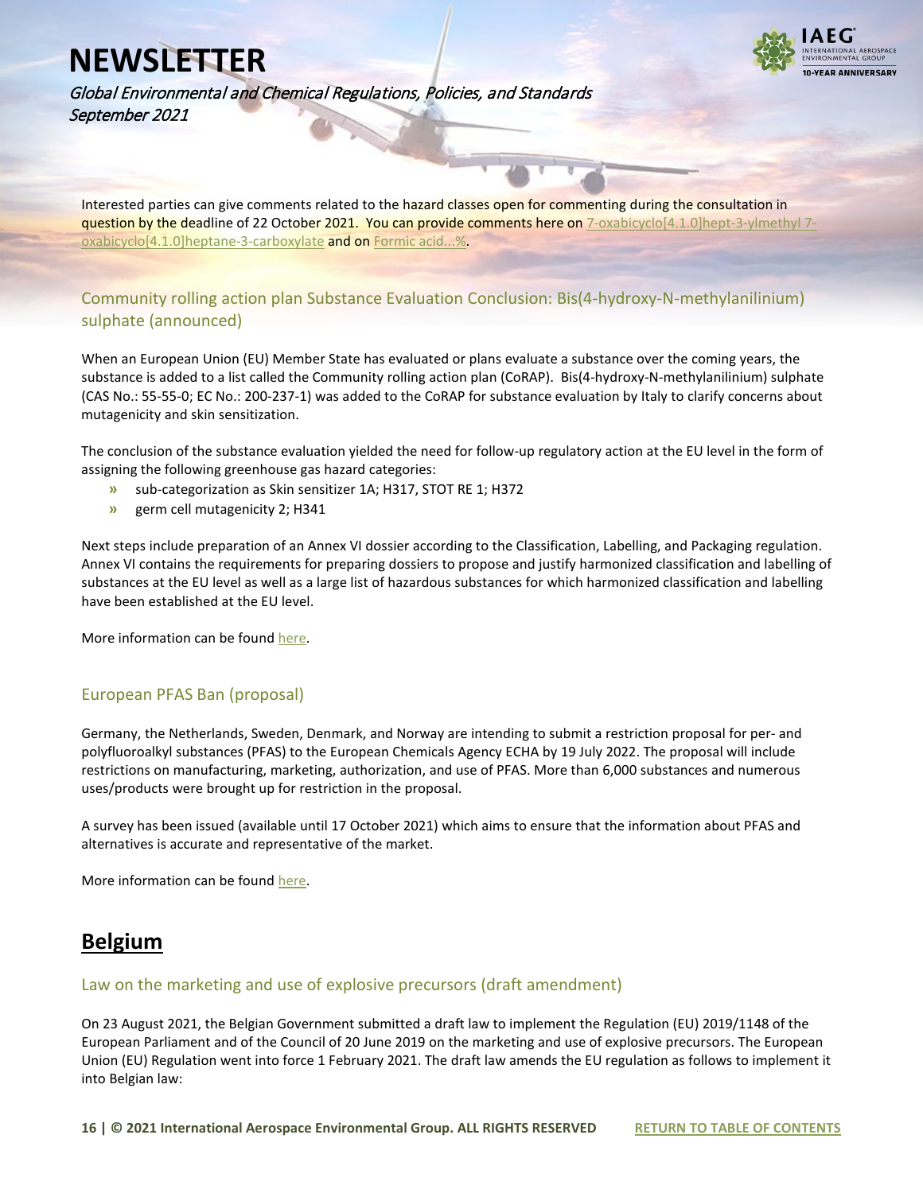Interested parties can give comments related to the hazard classes open for commenting during the consultation in question by the deadline of 22 October 2021. You can provide comments here on 7-oxabicyclo[4.1.0]hept-3-ylmethyl 7-oxabicyclo[4.1.0]heptane-3-carboxylate and on Formic acid...%.

### Community rolling action plan Substance Evaluation Conclusion: Bis(4-hydroxy-N-methylanilinium) sulphate (announced)

When an European Union (EU) Member State has evaluated or plans evaluate a substance over the coming years, the substance is added to a list called the Community rolling action plan (CoRAP). Bis(4-hydroxy-N-methylanilinium) sulphate (CAS No.: 55-55-0; EC No.: 200-237-1) was added to the CoRAP for substance evaluation by Italy to clarify concerns about mutagenicity and skin sensitization.

The conclusion of the substance evaluation yielded the need for follow-up regulatory action at the EU level in the form of assigning the following greenhouse gas hazard categories:

- sub-categorization as Skin sensitizer 1A; H317, STOT RE 1; H372
- germ cell mutagenicity 2; H341

Next steps include preparation of an Annex VI dossier according to the Classification, Labelling, and Packaging regulation. Annex VI contains the requirements for preparing dossiers to propose and justify harmonized classification and labelling of substances at the EU level as well as a large list of hazardous substances for which harmonized classification and labelling have been established at the EU level.

More information can be found here.

### European PFAS Ban (proposal)

Germany, the Netherlands, Sweden, Denmark, and Norway are intending to submit a restriction proposal for per- and polyfluoroalkyl substances (PFAS) to the European Chemicals Agency ECHA by 19 July 2022. The proposal will include restrictions on manufacturing, marketing, authorization, and use of PFAS. More than 6,000 substances and numerous uses/products were brought up for restriction in the proposal.

A survey has been issued (available until 17 October 2021) which aims to ensure that the information about PFAS and alternatives is accurate and representative of the market.

More information can be found here.

## Belgium

### Law on the marketing and use of explosive precursors (draft amendment)

On 23 August 2021, the Belgian Government submitted a draft law to implement the Regulation (EU) 2019/1148 of the European Parliament and of the Council of 20 June 2019 on the marketing and use of explosive precursors. The European Union (EU) Regulation went into force 1 February 2021. The draft law amends the EU regulation as follows to implement it into Belgian law: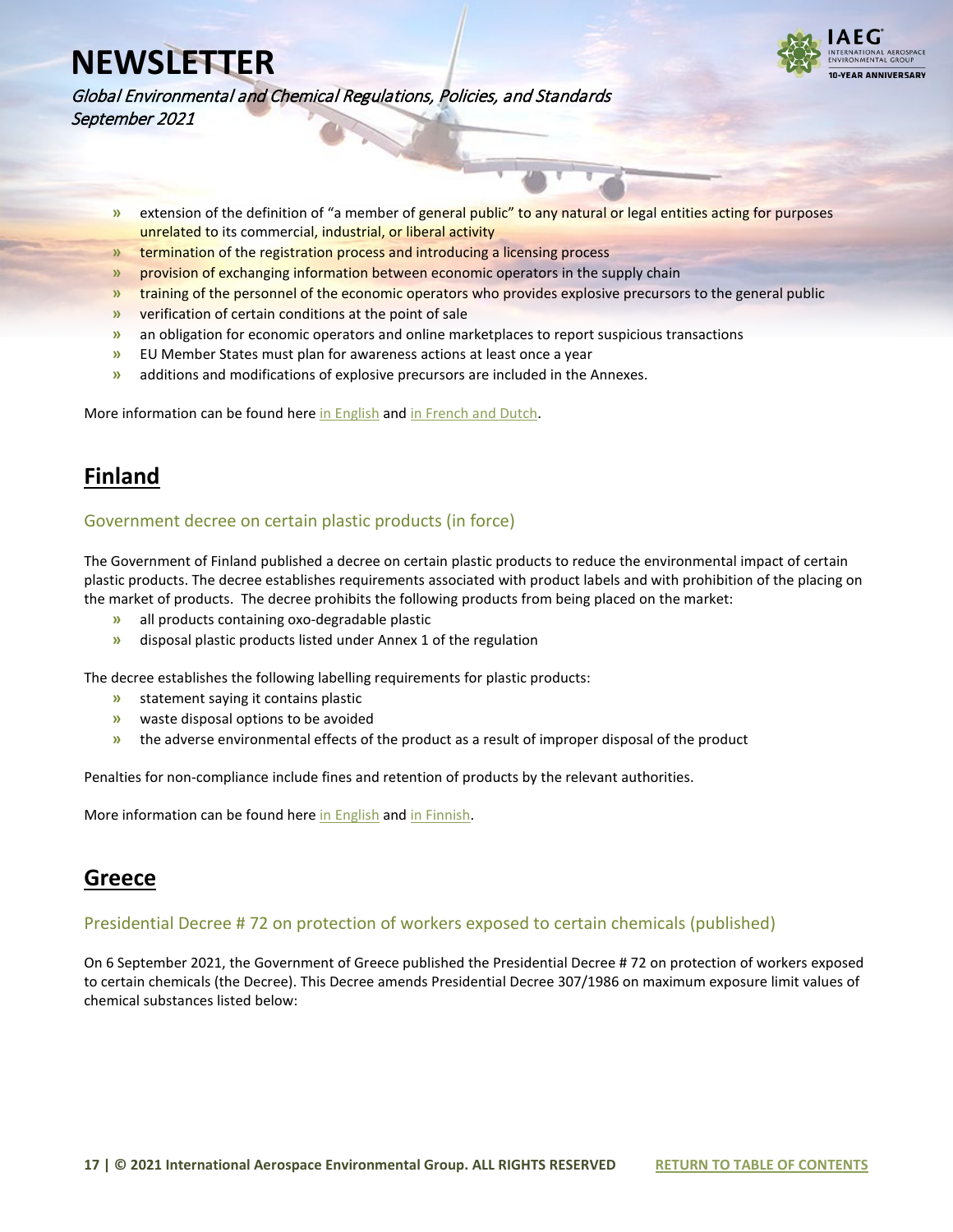- extension of the definition of "a member of general public" to any natural or legal entities acting for purposes unrelated to its commercial, industrial, or liberal activity
- termination of the registration process and introducing a licensing process
- provision of exchanging information between economic operators in the supply chain
- training of the personnel of the economic operators who provides explosive precursors to the general public
- verification of certain conditions at the point of sale
- an obligation for economic operators and online marketplaces to report suspicious transactions
- EU Member States must plan for awareness actions at least once a year
- additions and modifications of explosive precursors are included in the Annexes.

More information can be found here in English and in French and Dutch.

## Finland

### Government decree on certain plastic products (in force)

The Government of Finland published a decree on certain plastic products to reduce the environmental impact of certain plastic products. The decree establishes requirements associated with product labels and with prohibition of the placing on the market of products. The decree prohibits the following products from being placed on the market:

- all products containing oxo-degradable plastic
- disposal plastic products listed under Annex 1 of the regulation

The decree establishes the following labelling requirements for plastic products:

- statement saying it contains plastic
- waste disposal options to be avoided
- the adverse environmental effects of the product as a result of improper disposal of the product

Penalties for non-compliance include fines and retention of products by the relevant authorities.

More information can be found here in English and in Finnish.

## Greece

### Presidential Decree # 72 on protection of workers exposed to certain chemicals (published)

On 6 September 2021, the Government of Greece published the Presidential Decree # 72 on protection of workers exposed to certain chemicals (the Decree). This Decree amends Presidential Decree 307/1986 on maximum exposure limit values of chemical substances listed below: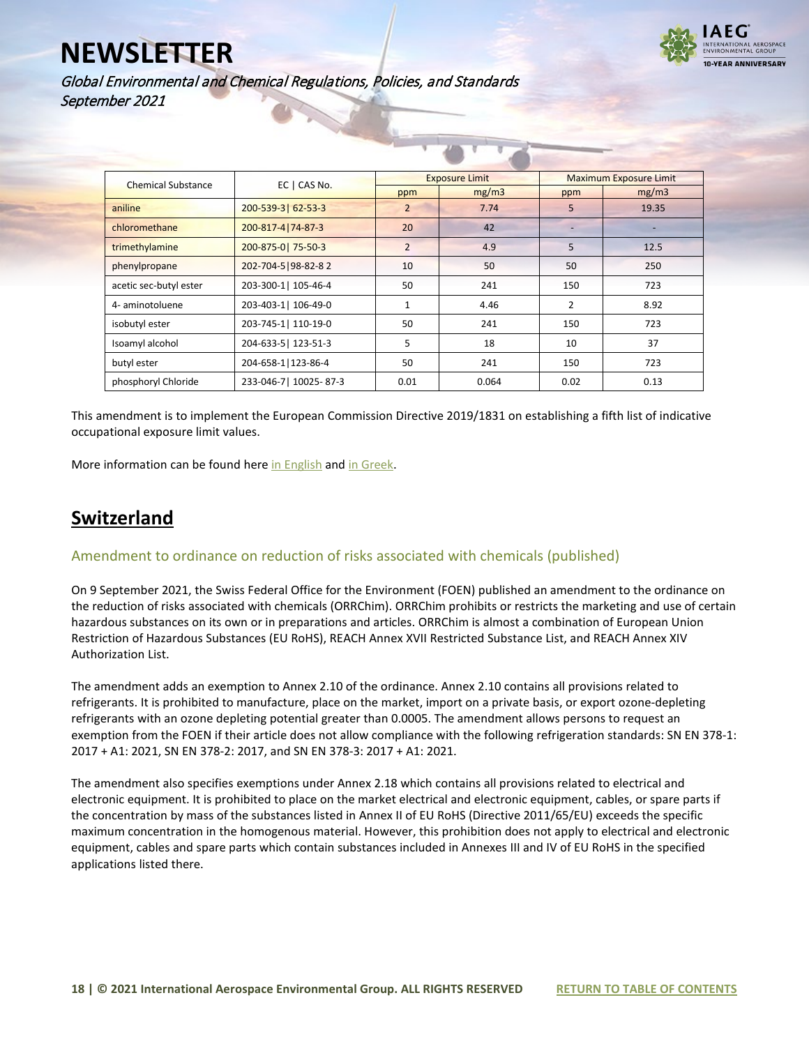| Chemical Substance | EC \| CAS No. | Exposure Limit | | Maximum Exposure Limit | |
|---|---|---|---|---|---|
| | | ppm | mg/m3 | ppm | mg/m3 |
| aniline | 200-539-3\| 62-53-3 | 2 | 7.74 | 5 | 19.35 |
| chloromethane | 200-817-4\|74-87-3 | 20 | 42 | - | - |
| trimethylamine | 200-875-0\| 75-50-3 | 2 | 4.9 | 5 | 12.5 |
| phenylpropane | 202-704-5\|98-82-8 2 | 10 | 50 | 50 | 250 |
| acetic sec-butyl ester | 203-300-1\| 105-46-4 | 50 | 241 | 150 | 723 |
| 4- aminotoluene | 203-403-1\| 106-49-0 | 1 | 4.46 | 2 | 8.92 |
| isobutyl ester | 203-745-1\| 110-19-0 | 50 | 241 | 150 | 723 |
| Isoamyl alcohol | 204-633-5\| 123-51-3 | 5 | 18 | 10 | 37 |
| butyl ester | 204-658-1\|123-86-4 | 50 | 241 | 150 | 723 |
| phosphoryl Chloride | 233-046-7\| 10025- 87-3 | 0.01 | 0.064 | 0.02 | 0.13 |

This amendment is to implement the European Commission Directive 2019/1831 on establishing a fifth list of indicative occupational exposure limit values.

More information can be found here in English and in Greek.

## Switzerland

### Amendment to ordinance on reduction of risks associated with chemicals (published)

On 9 September 2021, the Swiss Federal Office for the Environment (FOEN) published an amendment to the ordinance on the reduction of risks associated with chemicals (ORRChim). ORRChim prohibits or restricts the marketing and use of certain hazardous substances on its own or in preparations and articles. ORRChim is almost a combination of European Union Restriction of Hazardous Substances (EU RoHS), REACH Annex XVII Restricted Substance List, and REACH Annex XIV Authorization List.

The amendment adds an exemption to Annex 2.10 of the ordinance. Annex 2.10 contains all provisions related to refrigerants. It is prohibited to manufacture, place on the market, import on a private basis, or export ozone-depleting refrigerants with an ozone depleting potential greater than 0.0005. The amendment allows persons to request an exemption from the FOEN if their article does not allow compliance with the following refrigeration standards: SN EN 378-1: 2017 + A1: 2021, SN EN 378-2: 2017, and SN EN 378-3: 2017 + A1: 2021.

The amendment also specifies exemptions under Annex 2.18 which contains all provisions related to electrical and electronic equipment. It is prohibited to place on the market electrical and electronic equipment, cables, or spare parts if the concentration by mass of the substances listed in Annex II of EU RoHS (Directive 2011/65/EU) exceeds the specific maximum concentration in the homogenous material. However, this prohibition does not apply to electrical and electronic equipment, cables and spare parts which contain substances included in Annexes III and IV of EU RoHS in the specified applications listed there.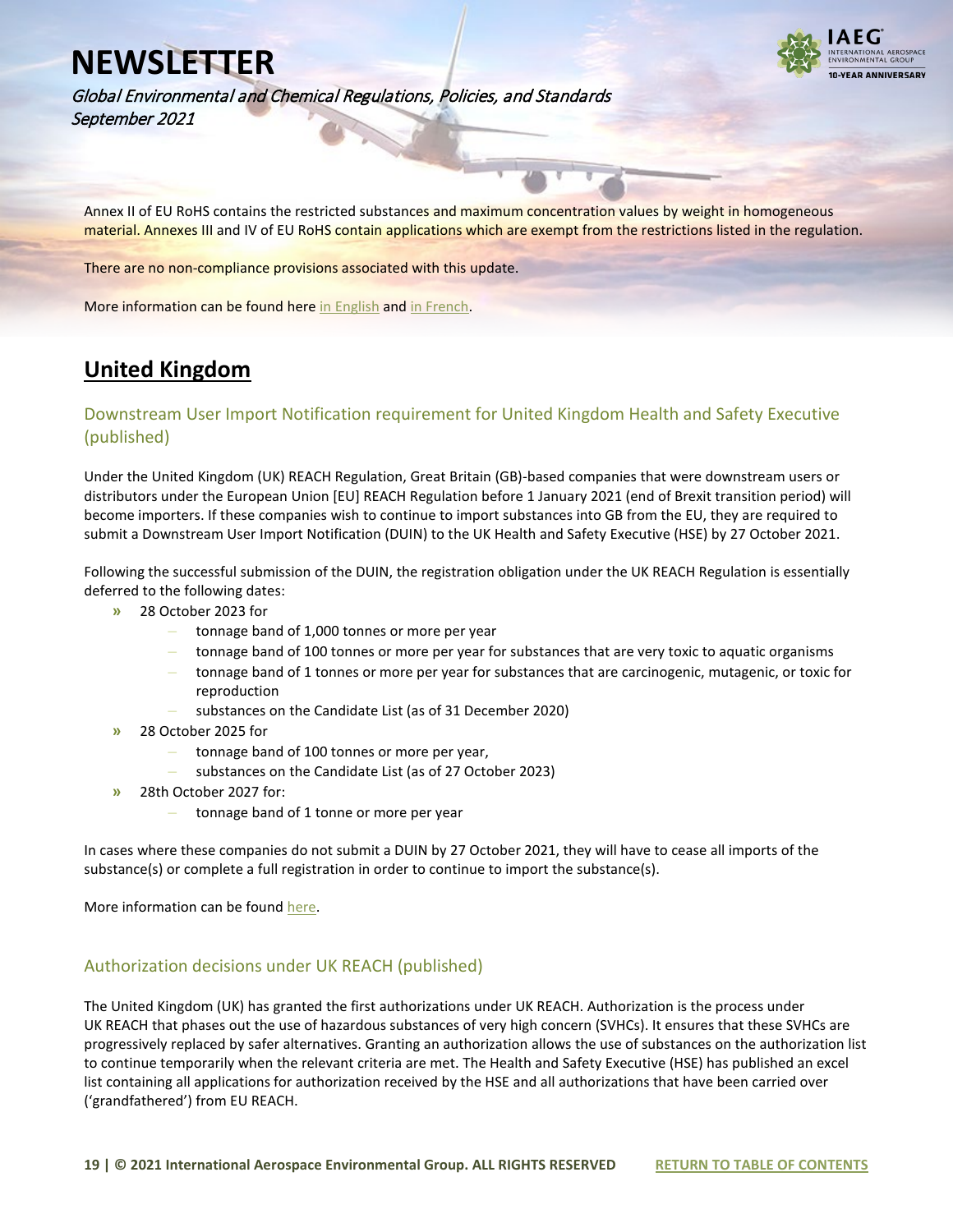Annex II of EU RoHS contains the restricted substances and maximum concentration values by weight in homogeneous material. Annexes III and IV of EU RoHS contain applications which are exempt from the restrictions listed in the regulation.

There are no non-compliance provisions associated with this update.

More information can be found here in English and in French.

## United Kingdom

### Downstream User Import Notification requirement for United Kingdom Health and Safety Executive (published)

Under the United Kingdom (UK) REACH Regulation, Great Britain (GB)-based companies that were downstream users or distributors under the European Union [EU] REACH Regulation before 1 January 2021 (end of Brexit transition period) will become importers. If these companies wish to continue to import substances into GB from the EU, they are required to submit a Downstream User Import Notification (DUIN) to the UK Health and Safety Executive (HSE) by 27 October 2021.

Following the successful submission of the DUIN, the registration obligation under the UK REACH Regulation is essentially deferred to the following dates:

- 28 October 2023 for
  - tonnage band of 1,000 tonnes or more per year
  - tonnage band of 100 tonnes or more per year for substances that are very toxic to aquatic organisms
  - tonnage band of 1 tonnes or more per year for substances that are carcinogenic, mutagenic, or toxic for reproduction
  - substances on the Candidate List (as of 31 December 2020)
- 28 October 2025 for
  - tonnage band of 100 tonnes or more per year,
  - substances on the Candidate List (as of 27 October 2023)
- 28th October 2027 for:
  - tonnage band of 1 tonne or more per year

In cases where these companies do not submit a DUIN by 27 October 2021, they will have to cease all imports of the substance(s) or complete a full registration in order to continue to import the substance(s).

More information can be found here.

### Authorization decisions under UK REACH (published)

The United Kingdom (UK) has granted the first authorizations under UK REACH. Authorization is the process under UK REACH that phases out the use of hazardous substances of very high concern (SVHCs). It ensures that these SVHCs are progressively replaced by safer alternatives. Granting an authorization allows the use of substances on the authorization list to continue temporarily when the relevant criteria are met. The Health and Safety Executive (HSE) has published an excel list containing all applications for authorization received by the HSE and all authorizations that have been carried over ('grandfathered') from EU REACH.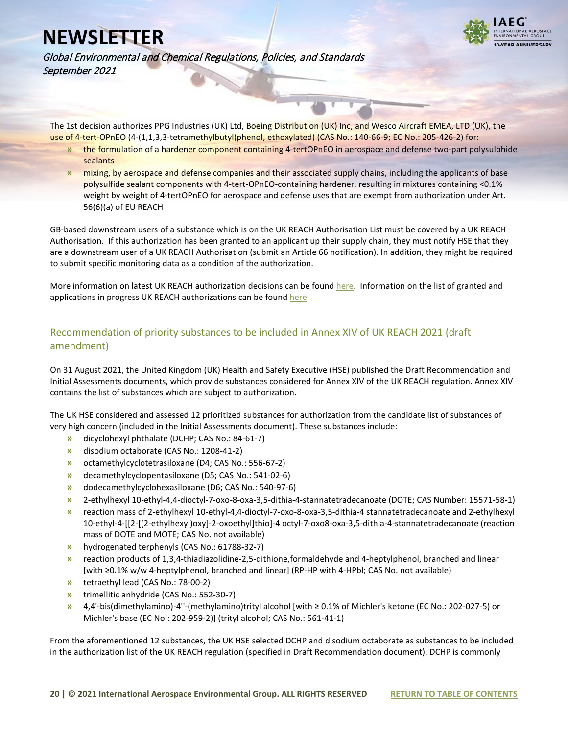The 1st decision authorizes PPG Industries (UK) Ltd, Boeing Distribution (UK) Inc, and Wesco Aircraft EMEA, LTD (UK), the use of 4-tert-OPnEO (4-(1,1,3,3-tetramethylbutyl)phenol, ethoxylated) (CAS No.: 140-66-9; EC No.: 205-426-2) for:

- the formulation of a hardener component containing 4-tertOPnEO in aerospace and defense two-part polysulphide sealants
- mixing, by aerospace and defense companies and their associated supply chains, including the applicants of base polysulfide sealant components with 4-tert-OPnEO-containing hardener, resulting in mixtures containing <0.1% weight by weight of 4-tertOPnEO for aerospace and defense uses that are exempt from authorization under Art. 56(6)(a) of EU REACH

GB-based downstream users of a substance which is on the UK REACH Authorisation List must be covered by a UK REACH Authorisation. If this authorization has been granted to an applicant up their supply chain, they must notify HSE that they are a downstream user of a UK REACH Authorisation (submit an Article 66 notification). In addition, they might be required to submit specific monitoring data as a condition of the authorization.

More information on latest UK REACH authorization decisions can be found here. Information on the list of granted and applications in progress UK REACH authorizations can be found here.

## Recommendation of priority substances to be included in Annex XIV of UK REACH 2021 (draft amendment)

On 31 August 2021, the United Kingdom (UK) Health and Safety Executive (HSE) published the Draft Recommendation and Initial Assessments documents, which provide substances considered for Annex XIV of the UK REACH regulation. Annex XIV contains the list of substances which are subject to authorization.

The UK HSE considered and assessed 12 prioritized substances for authorization from the candidate list of substances of very high concern (included in the Initial Assessments document). These substances include:

- dicyclohexyl phthalate (DCHP; CAS No.: 84-61-7)
- disodium octaborate (CAS No.: 1208-41-2)
- octamethylcyclotetrasiloxane (D4; CAS No.: 556-67-2)
- decamethylcyclopentasiloxane (D5; CAS No.: 541-02-6)
- dodecamethylcyclohexasiloxane (D6; CAS No.: 540-97-6)
- 2-ethylhexyl 10-ethyl-4,4-dioctyl-7-oxo-8-oxa-3,5-dithia-4-stannatetradecanoate (DOTE; CAS Number: 15571-58-1)
- reaction mass of 2-ethylhexyl 10-ethyl-4,4-dioctyl-7-oxo-8-oxa-3,5-dithia-4 stannatetradecanoate and 2-ethylhexyl 10-ethyl-4-[[2-[(2-ethylhexyl)oxy]-2-oxoethyl]thio]-4 octyl-7-oxo8-oxa-3,5-dithia-4-stannatetradecanoate (reaction mass of DOTE and MOTE; CAS No. not available)
- hydrogenated terphenyls (CAS No.: 61788-32-7)
- reaction products of 1,3,4-thiadiazolidine-2,5-dithione,formaldehyde and 4-heptylphenol, branched and linear [with ≥0.1% w/w 4-heptylphenol, branched and linear] (RP-HP with 4-HPbl; CAS No. not available)
- tetraethyl lead (CAS No.: 78-00-2)
- trimellitic anhydride (CAS No.: 552-30-7)
- 4,4'-bis(dimethylamino)-4''-(methylamino)trityl alcohol [with ≥ 0.1% of Michler's ketone (EC No.: 202-027-5) or Michler's base (EC No.: 202-959-2)] (trityl alcohol; CAS No.: 561-41-1)

From the aforementioned 12 substances, the UK HSE selected DCHP and disodium octaborate as substances to be included in the authorization list of the UK REACH regulation (specified in Draft Recommendation document). DCHP is commonly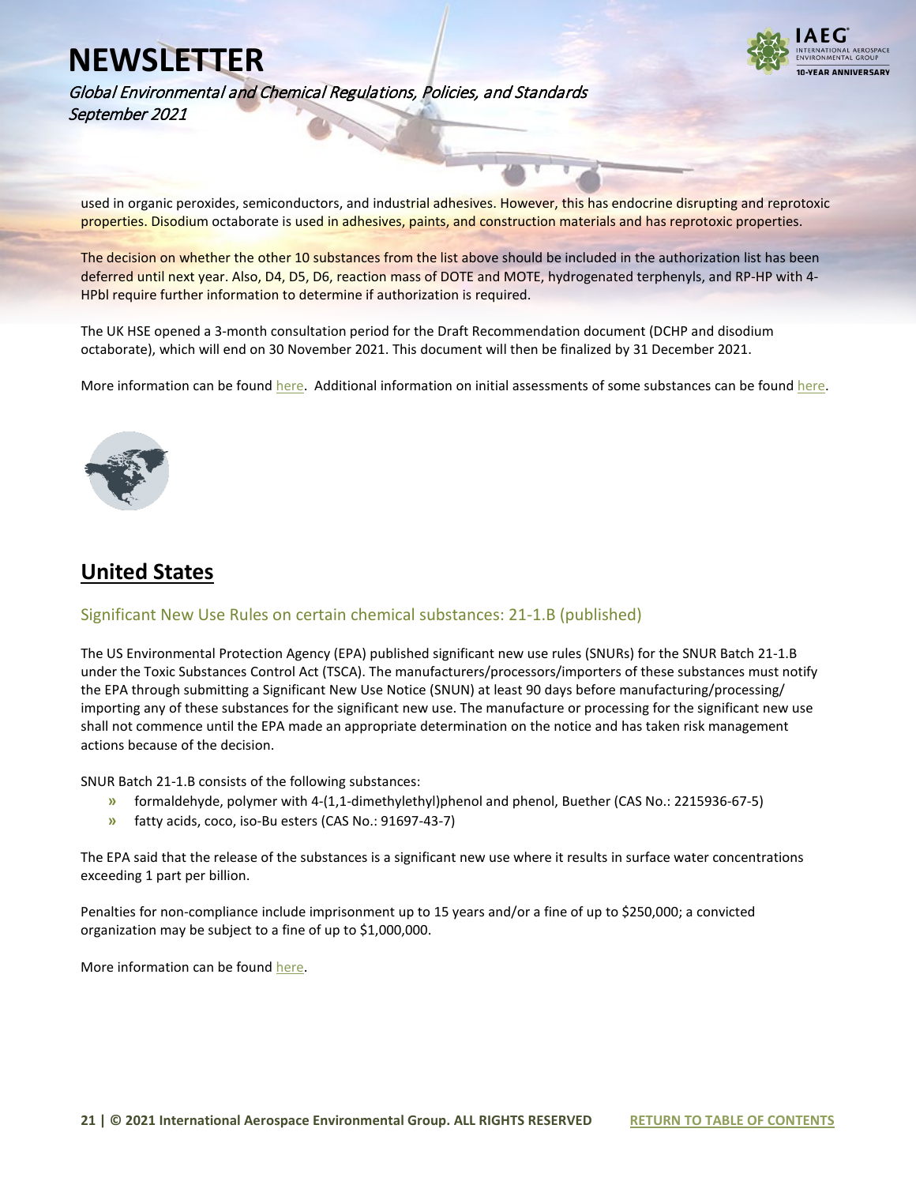used in organic peroxides, semiconductors, and industrial adhesives. However, this has endocrine disrupting and reprotoxic properties. Disodium octaborate is used in adhesives, paints, and construction materials and has reprotoxic properties.

The decision on whether the other 10 substances from the list above should be included in the authorization list has been deferred until next year. Also, D4, D5, D6, reaction mass of DOTE and MOTE, hydrogenated terphenyls, and RP-HP with 4-HPbl require further information to determine if authorization is required.

The UK HSE opened a 3-month consultation period for the Draft Recommendation document (DCHP and disodium octaborate), which will end on 30 November 2021. This document will then be finalized by 31 December 2021.

More information can be found here. Additional information on initial assessments of some substances can be found here.

## United States

### Significant New Use Rules on certain chemical substances: 21-1.B (published)

The US Environmental Protection Agency (EPA) published significant new use rules (SNURs) for the SNUR Batch 21-1.B under the Toxic Substances Control Act (TSCA). The manufacturers/processors/importers of these substances must notify the EPA through submitting a Significant New Use Notice (SNUN) at least 90 days before manufacturing/processing/ importing any of these substances for the significant new use. The manufacture or processing for the significant new use shall not commence until the EPA made an appropriate determination on the notice and has taken risk management actions because of the decision.

SNUR Batch 21-1.B consists of the following substances:

- formaldehyde, polymer with 4-(1,1-dimethylethyl)phenol and phenol, Buether (CAS No.: 2215936-67-5)
- fatty acids, coco, iso-Bu esters (CAS No.: 91697-43-7)

The EPA said that the release of the substances is a significant new use where it results in surface water concentrations exceeding 1 part per billion.

Penalties for non-compliance include imprisonment up to 15 years and/or a fine of up to $250,000; a convicted organization may be subject to a fine of up to $1,000,000.

More information can be found here.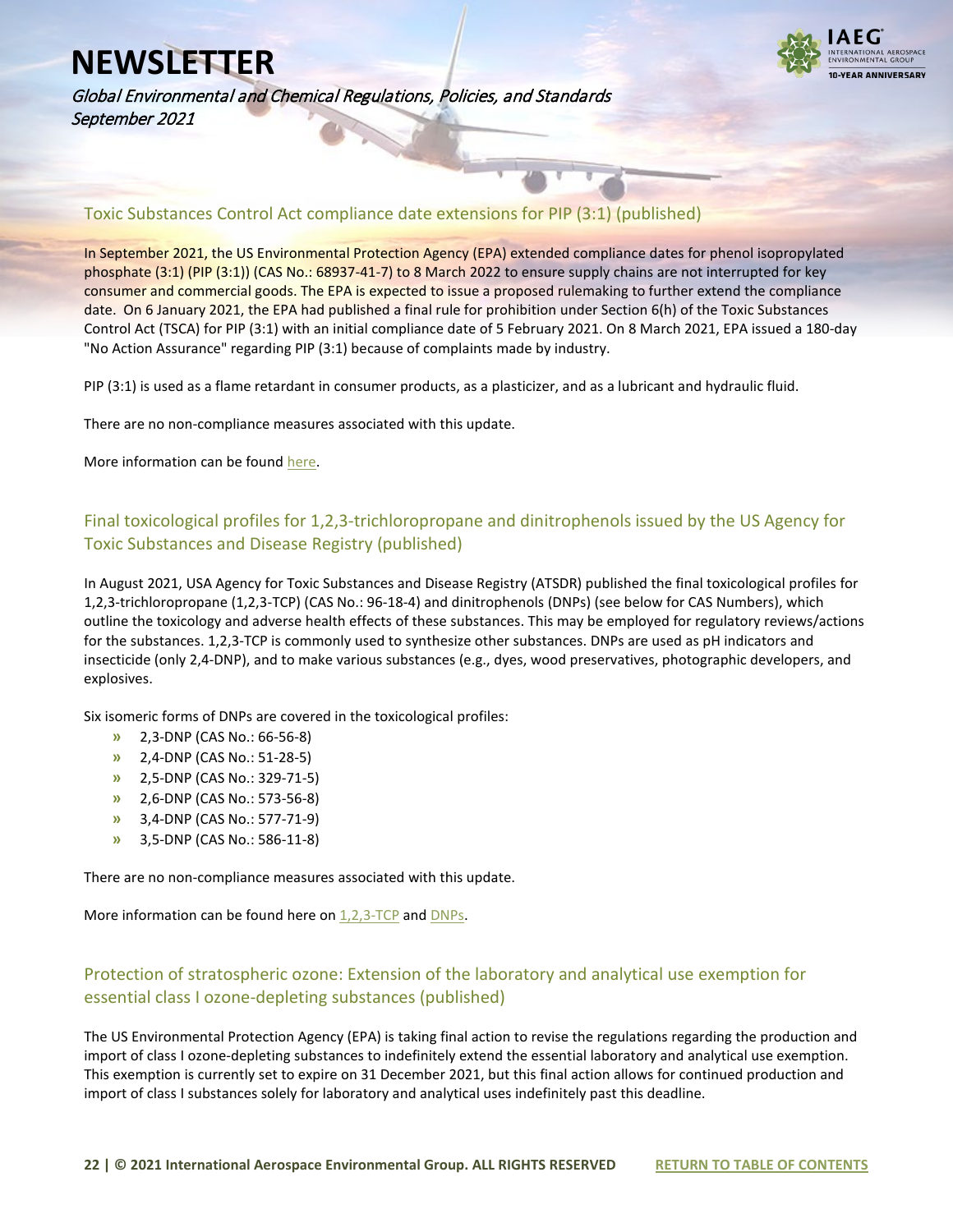## Toxic Substances Control Act compliance date extensions for PIP (3:1) (published)

In September 2021, the US Environmental Protection Agency (EPA) extended compliance dates for phenol isopropylated phosphate (3:1) (PIP (3:1)) (CAS No.: 68937-41-7) to 8 March 2022 to ensure supply chains are not interrupted for key consumer and commercial goods. The EPA is expected to issue a proposed rulemaking to further extend the compliance date. On 6 January 2021, the EPA had published a final rule for prohibition under Section 6(h) of the Toxic Substances Control Act (TSCA) for PIP (3:1) with an initial compliance date of 5 February 2021. On 8 March 2021, EPA issued a 180-day "No Action Assurance" regarding PIP (3:1) because of complaints made by industry.

PIP (3:1) is used as a flame retardant in consumer products, as a plasticizer, and as a lubricant and hydraulic fluid.

There are no non-compliance measures associated with this update.

More information can be found here.

## Final toxicological profiles for 1,2,3-trichloropropane and dinitrophenols issued by the US Agency for Toxic Substances and Disease Registry (published)

In August 2021, USA Agency for Toxic Substances and Disease Registry (ATSDR) published the final toxicological profiles for 1,2,3-trichloropropane (1,2,3-TCP) (CAS No.: 96-18-4) and dinitrophenols (DNPs) (see below for CAS Numbers), which outline the toxicology and adverse health effects of these substances. This may be employed for regulatory reviews/actions for the substances. 1,2,3-TCP is commonly used to synthesize other substances. DNPs are used as pH indicators and insecticide (only 2,4-DNP), and to make various substances (e.g., dyes, wood preservatives, photographic developers, and explosives.

Six isomeric forms of DNPs are covered in the toxicological profiles:

- 2,3-DNP (CAS No.: 66-56-8)
- 2,4-DNP (CAS No.: 51-28-5)
- 2,5-DNP (CAS No.: 329-71-5)
- 2,6-DNP (CAS No.: 573-56-8)
- 3,4-DNP (CAS No.: 577-71-9)
- 3,5-DNP (CAS No.: 586-11-8)

There are no non-compliance measures associated with this update.

More information can be found here on 1,2,3-TCP and DNPs.

## Protection of stratospheric ozone: Extension of the laboratory and analytical use exemption for essential class I ozone-depleting substances (published)

The US Environmental Protection Agency (EPA) is taking final action to revise the regulations regarding the production and import of class I ozone-depleting substances to indefinitely extend the essential laboratory and analytical use exemption. This exemption is currently set to expire on 31 December 2021, but this final action allows for continued production and import of class I substances solely for laboratory and analytical uses indefinitely past this deadline.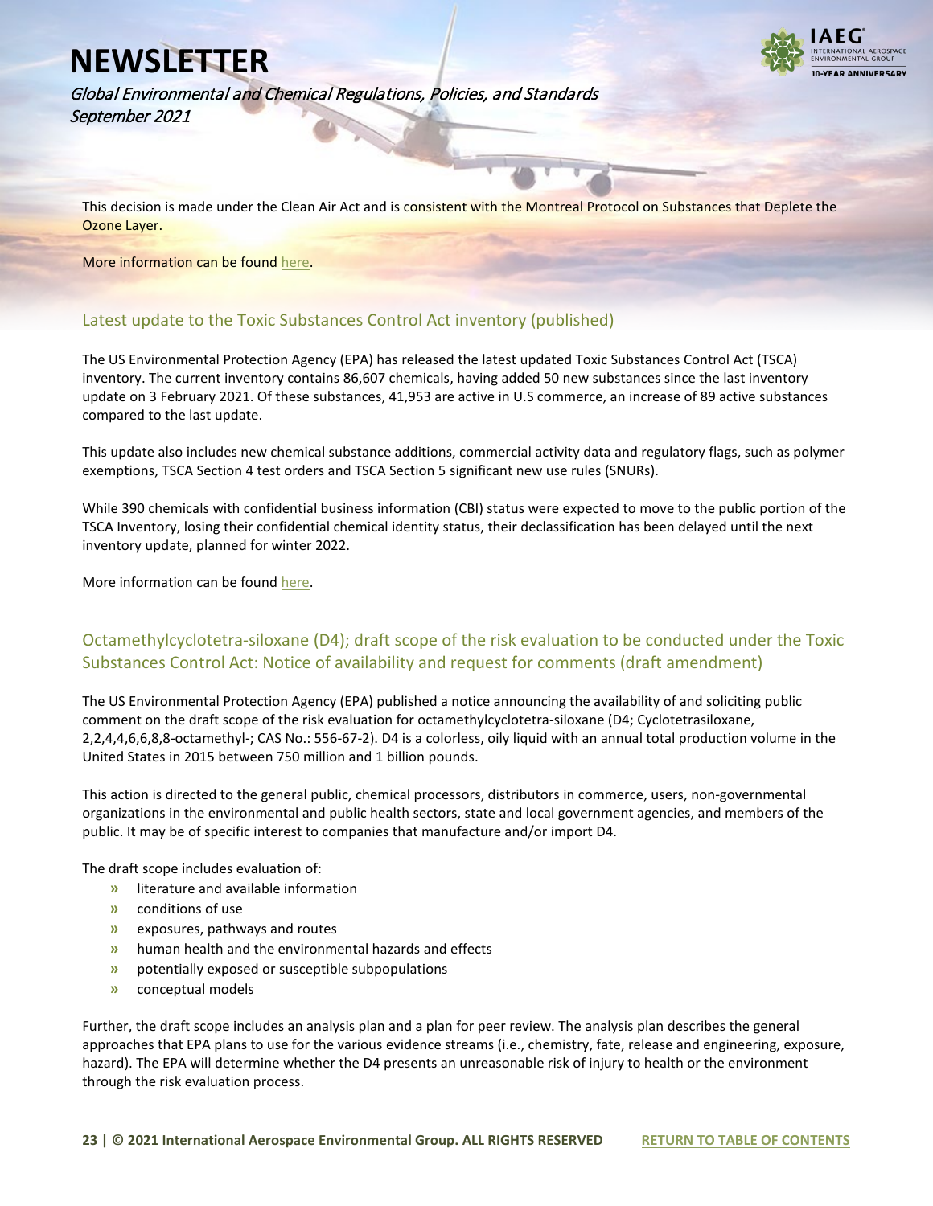This decision is made under the Clean Air Act and is consistent with the Montreal Protocol on Substances that Deplete the Ozone Layer.

More information can be found here.

## Latest update to the Toxic Substances Control Act inventory (published)

The US Environmental Protection Agency (EPA) has released the latest updated Toxic Substances Control Act (TSCA) inventory. The current inventory contains 86,607 chemicals, having added 50 new substances since the last inventory update on 3 February 2021. Of these substances, 41,953 are active in U.S commerce, an increase of 89 active substances compared to the last update.

This update also includes new chemical substance additions, commercial activity data and regulatory flags, such as polymer exemptions, TSCA Section 4 test orders and TSCA Section 5 significant new use rules (SNURs).

While 390 chemicals with confidential business information (CBI) status were expected to move to the public portion of the TSCA Inventory, losing their confidential chemical identity status, their declassification has been delayed until the next inventory update, planned for winter 2022.

More information can be found here.

## Octamethylcyclotetra-siloxane (D4); draft scope of the risk evaluation to be conducted under the Toxic Substances Control Act: Notice of availability and request for comments (draft amendment)

The US Environmental Protection Agency (EPA) published a notice announcing the availability of and soliciting public comment on the draft scope of the risk evaluation for octamethylcyclotetra-siloxane (D4; Cyclotetrasiloxane, 2,2,4,4,6,6,8,8-octamethyl-; CAS No.: 556-67-2). D4 is a colorless, oily liquid with an annual total production volume in the United States in 2015 between 750 million and 1 billion pounds.

This action is directed to the general public, chemical processors, distributors in commerce, users, non-governmental organizations in the environmental and public health sectors, state and local government agencies, and members of the public. It may be of specific interest to companies that manufacture and/or import D4.

The draft scope includes evaluation of:

- literature and available information
- conditions of use
- exposures, pathways and routes
- human health and the environmental hazards and effects
- potentially exposed or susceptible subpopulations
- conceptual models

Further, the draft scope includes an analysis plan and a plan for peer review. The analysis plan describes the general approaches that EPA plans to use for the various evidence streams (i.e., chemistry, fate, release and engineering, exposure, hazard). The EPA will determine whether the D4 presents an unreasonable risk of injury to health or the environment through the risk evaluation process.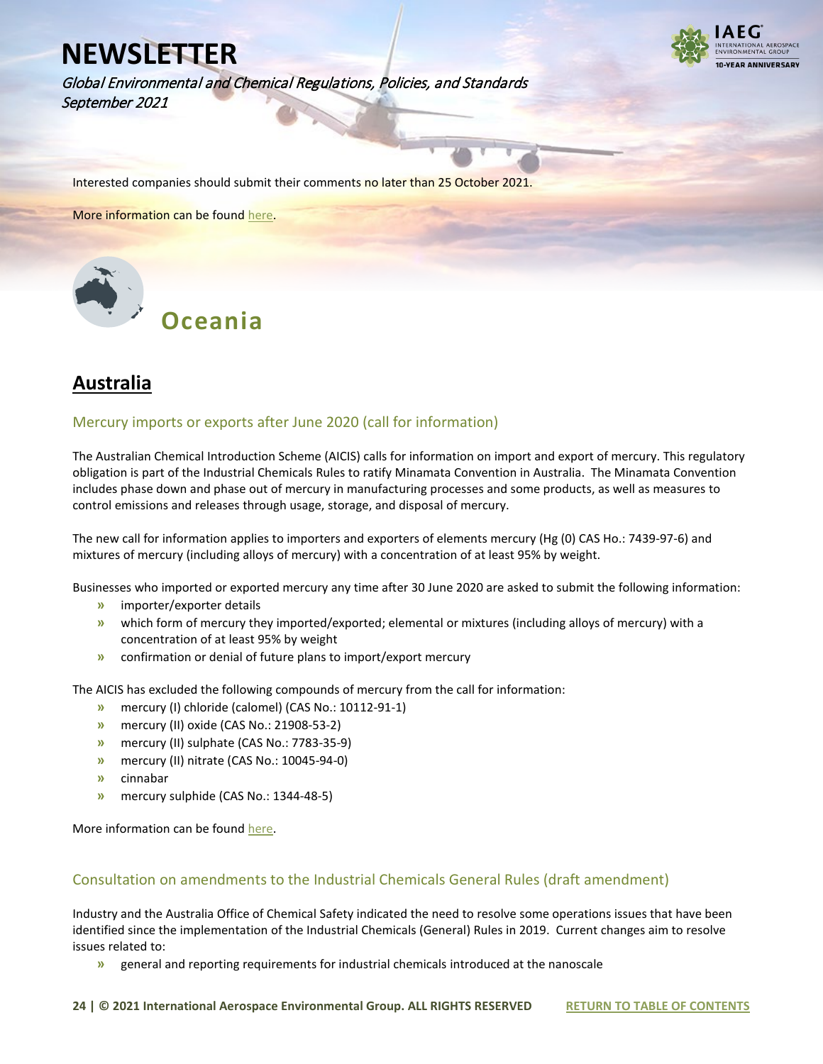Interested companies should submit their comments no later than 25 October 2021.

More information can be found here.

# Oceania

## Australia

### Mercury imports or exports after June 2020 (call for information)

The Australian Chemical Introduction Scheme (AICIS) calls for information on import and export of mercury. This regulatory obligation is part of the Industrial Chemicals Rules to ratify Minamata Convention in Australia. The Minamata Convention includes phase down and phase out of mercury in manufacturing processes and some products, as well as measures to control emissions and releases through usage, storage, and disposal of mercury.

The new call for information applies to importers and exporters of elements mercury (Hg (0) CAS Ho.: 7439-97-6) and mixtures of mercury (including alloys of mercury) with a concentration of at least 95% by weight.

Businesses who imported or exported mercury any time after 30 June 2020 are asked to submit the following information:

- importer/exporter details
- which form of mercury they imported/exported; elemental or mixtures (including alloys of mercury) with a concentration of at least 95% by weight
- confirmation or denial of future plans to import/export mercury

The AICIS has excluded the following compounds of mercury from the call for information:

- mercury (I) chloride (calomel) (CAS No.: 10112-91-1)
- mercury (II) oxide (CAS No.: 21908-53-2)
- mercury (II) sulphate (CAS No.: 7783-35-9)
- mercury (II) nitrate (CAS No.: 10045-94-0)
- cinnabar
- mercury sulphide (CAS No.: 1344-48-5)

More information can be found here.

### Consultation on amendments to the Industrial Chemicals General Rules (draft amendment)

Industry and the Australia Office of Chemical Safety indicated the need to resolve some operations issues that have been identified since the implementation of the Industrial Chemicals (General) Rules in 2019. Current changes aim to resolve issues related to:

- general and reporting requirements for industrial chemicals introduced at the nanoscale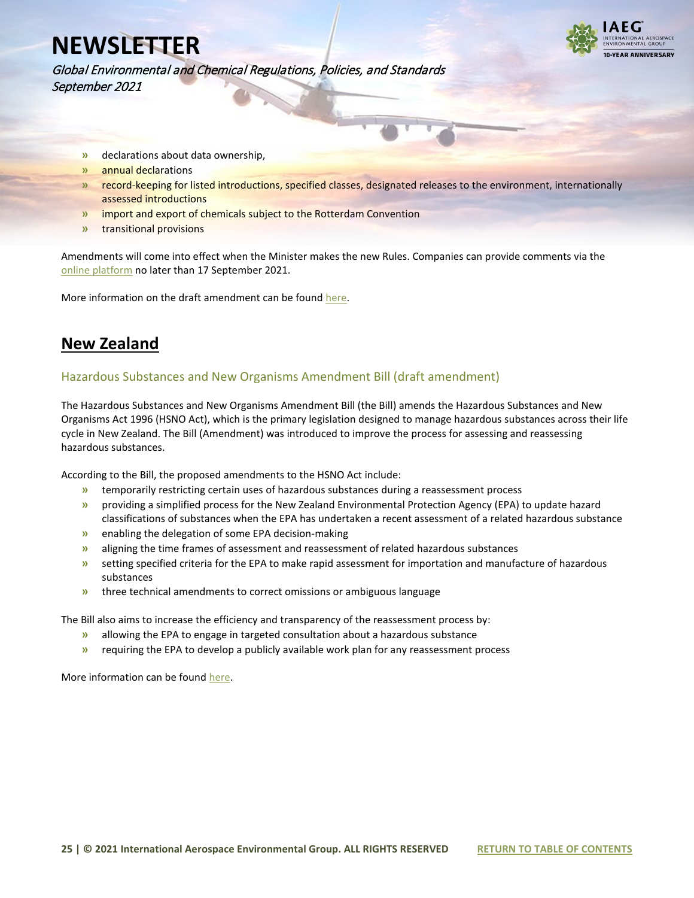- declarations about data ownership,
- annual declarations
- record-keeping for listed introductions, specified classes, designated releases to the environment, internationally assessed introductions
- import and export of chemicals subject to the Rotterdam Convention
- transitional provisions

Amendments will come into effect when the Minister makes the new Rules. Companies can provide comments via the online platform no later than 17 September 2021.

More information on the draft amendment can be found here.

## New Zealand

### Hazardous Substances and New Organisms Amendment Bill (draft amendment)

The Hazardous Substances and New Organisms Amendment Bill (the Bill) amends the Hazardous Substances and New Organisms Act 1996 (HSNO Act), which is the primary legislation designed to manage hazardous substances across their life cycle in New Zealand. The Bill (Amendment) was introduced to improve the process for assessing and reassessing hazardous substances.

According to the Bill, the proposed amendments to the HSNO Act include:

- temporarily restricting certain uses of hazardous substances during a reassessment process
- providing a simplified process for the New Zealand Environmental Protection Agency (EPA) to update hazard classifications of substances when the EPA has undertaken a recent assessment of a related hazardous substance
- enabling the delegation of some EPA decision-making
- aligning the time frames of assessment and reassessment of related hazardous substances
- setting specified criteria for the EPA to make rapid assessment for importation and manufacture of hazardous substances
- three technical amendments to correct omissions or ambiguous language

The Bill also aims to increase the efficiency and transparency of the reassessment process by:

- allowing the EPA to engage in targeted consultation about a hazardous substance
- requiring the EPA to develop a publicly available work plan for any reassessment process

More information can be found here.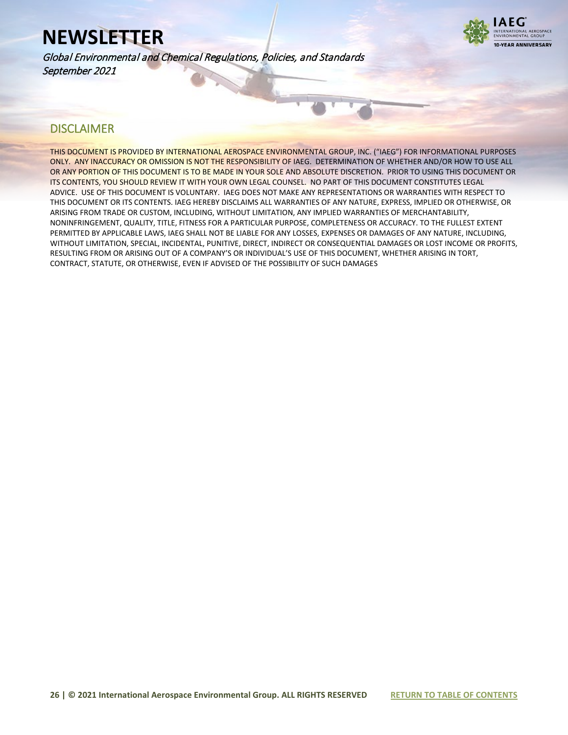# NEWSLETTER

*Global Environmental and Chemical Regulations, Policies, and Standards*
*September 2021*

## DISCLAIMER

THIS DOCUMENT IS PROVIDED BY INTERNATIONAL AEROSPACE ENVIRONMENTAL GROUP, INC. ("IAEG") FOR INFORMATIONAL PURPOSES ONLY. ANY INACCURACY OR OMISSION IS NOT THE RESPONSIBILITY OF IAEG. DETERMINATION OF WHETHER AND/OR HOW TO USE ALL OR ANY PORTION OF THIS DOCUMENT IS TO BE MADE IN YOUR SOLE AND ABSOLUTE DISCRETION. PRIOR TO USING THIS DOCUMENT OR ITS CONTENTS, YOU SHOULD REVIEW IT WITH YOUR OWN LEGAL COUNSEL. NO PART OF THIS DOCUMENT CONSTITUTES LEGAL ADVICE. USE OF THIS DOCUMENT IS VOLUNTARY. IAEG DOES NOT MAKE ANY REPRESENTATIONS OR WARRANTIES WITH RESPECT TO THIS DOCUMENT OR ITS CONTENTS. IAEG HEREBY DISCLAIMS ALL WARRANTIES OF ANY NATURE, EXPRESS, IMPLIED OR OTHERWISE, OR ARISING FROM TRADE OR CUSTOM, INCLUDING, WITHOUT LIMITATION, ANY IMPLIED WARRANTIES OF MERCHANTABILITY, NONINFRINGEMENT, QUALITY, TITLE, FITNESS FOR A PARTICULAR PURPOSE, COMPLETENESS OR ACCURACY. TO THE FULLEST EXTENT PERMITTED BY APPLICABLE LAWS, IAEG SHALL NOT BE LIABLE FOR ANY LOSSES, EXPENSES OR DAMAGES OF ANY NATURE, INCLUDING, WITHOUT LIMITATION, SPECIAL, INCIDENTAL, PUNITIVE, DIRECT, INDIRECT OR CONSEQUENTIAL DAMAGES OR LOST INCOME OR PROFITS, RESULTING FROM OR ARISING OUT OF A COMPANY'S OR INDIVIDUAL'S USE OF THIS DOCUMENT, WHETHER ARISING IN TORT, CONTRACT, STATUTE, OR OTHERWISE, EVEN IF ADVISED OF THE POSSIBILITY OF SUCH DAMAGES